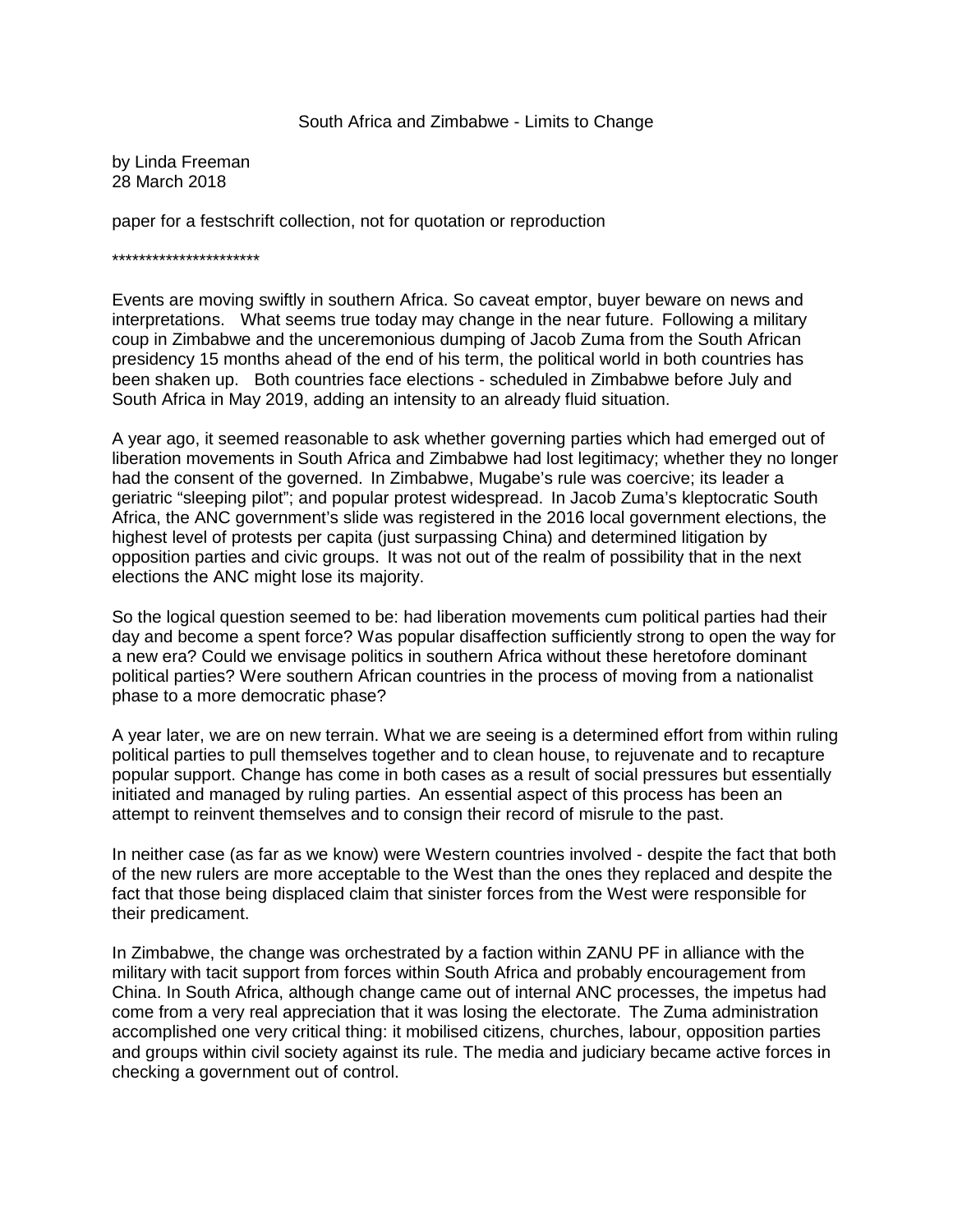# South Africa and Zimbabwe - Limits to Change

by Linda Freeman
28 March 2018

paper for a festschrift collection, not for quotation or reproduction

**********************

Events are moving swiftly in southern Africa. So caveat emptor, buyer beware on news and interpretations. What seems true today may change in the near future. Following a military coup in Zimbabwe and the unceremonious dumping of Jacob Zuma from the South African presidency 15 months ahead of the end of his term, the political world in both countries has been shaken up. Both countries face elections - scheduled in Zimbabwe before July and South Africa in May 2019, adding an intensity to an already fluid situation.

A year ago, it seemed reasonable to ask whether governing parties which had emerged out of liberation movements in South Africa and Zimbabwe had lost legitimacy; whether they no longer had the consent of the governed. In Zimbabwe, Mugabe's rule was coercive; its leader a geriatric "sleeping pilot"; and popular protest widespread. In Jacob Zuma's kleptocratic South Africa, the ANC government's slide was registered in the 2016 local government elections, the highest level of protests per capita (just surpassing China) and determined litigation by opposition parties and civic groups. It was not out of the realm of possibility that in the next elections the ANC might lose its majority.

So the logical question seemed to be: had liberation movements cum political parties had their day and become a spent force? Was popular disaffection sufficiently strong to open the way for a new era? Could we envisage politics in southern Africa without these heretofore dominant political parties? Were southern African countries in the process of moving from a nationalist phase to a more democratic phase?

A year later, we are on new terrain. What we are seeing is a determined effort from within ruling political parties to pull themselves together and to clean house, to rejuvenate and to recapture popular support. Change has come in both cases as a result of social pressures but essentially initiated and managed by ruling parties. An essential aspect of this process has been an attempt to reinvent themselves and to consign their record of misrule to the past.

In neither case (as far as we know) were Western countries involved - despite the fact that both of the new rulers are more acceptable to the West than the ones they replaced and despite the fact that those being displaced claim that sinister forces from the West were responsible for their predicament.

In Zimbabwe, the change was orchestrated by a faction within ZANU PF in alliance with the military with tacit support from forces within South Africa and probably encouragement from China. In South Africa, although change came out of internal ANC processes, the impetus had come from a very real appreciation that it was losing the electorate. The Zuma administration accomplished one very critical thing: it mobilised citizens, churches, labour, opposition parties and groups within civil society against its rule. The media and judiciary became active forces in checking a government out of control.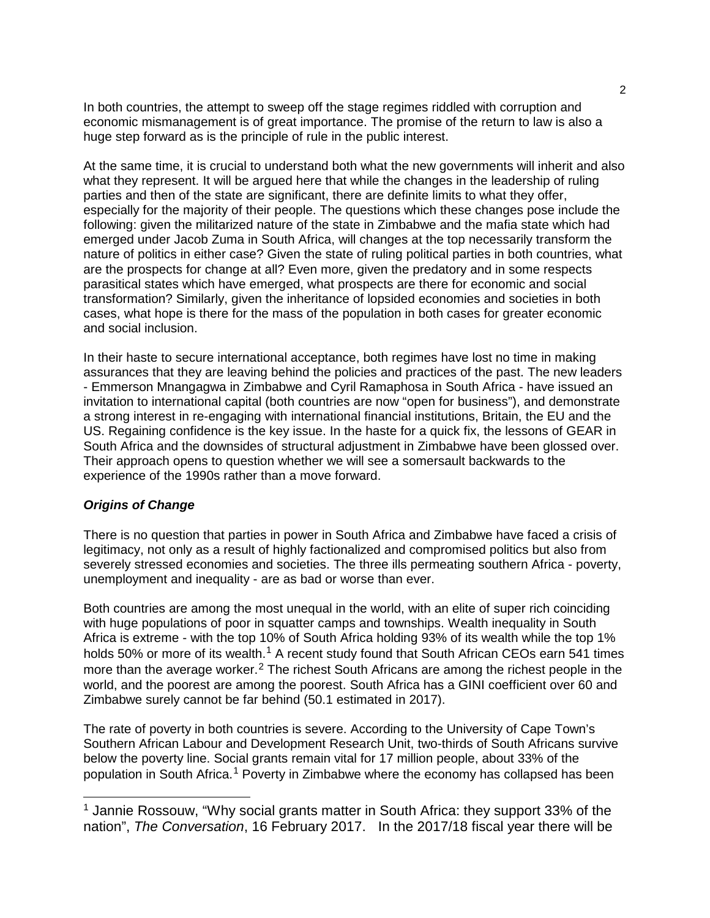In both countries, the attempt to sweep off the stage regimes riddled with corruption and economic mismanagement is of great importance. The promise of the return to law is also a huge step forward as is the principle of rule in the public interest.

At the same time, it is crucial to understand both what the new governments will inherit and also what they represent. It will be argued here that while the changes in the leadership of ruling parties and then of the state are significant, there are definite limits to what they offer, especially for the majority of their people. The questions which these changes pose include the following: given the militarized nature of the state in Zimbabwe and the mafia state which had emerged under Jacob Zuma in South Africa, will changes at the top necessarily transform the nature of politics in either case? Given the state of ruling political parties in both countries, what are the prospects for change at all? Even more, given the predatory and in some respects parasitical states which have emerged, what prospects are there for economic and social transformation? Similarly, given the inheritance of lopsided economies and societies in both cases, what hope is there for the mass of the population in both cases for greater economic and social inclusion.

In their haste to secure international acceptance, both regimes have lost no time in making assurances that they are leaving behind the policies and practices of the past. The new leaders - Emmerson Mnangagwa in Zimbabwe and Cyril Ramaphosa in South Africa - have issued an invitation to international capital (both countries are now "open for business"), and demonstrate a strong interest in re-engaging with international financial institutions, Britain, the EU and the US. Regaining confidence is the key issue. In the haste for a quick fix, the lessons of GEAR in South Africa and the downsides of structural adjustment in Zimbabwe have been glossed over. Their approach opens to question whether we will see a somersault backwards to the experience of the 1990s rather than a move forward.

### ***Origins of Change***

There is no question that parties in power in South Africa and Zimbabwe have faced a crisis of legitimacy, not only as a result of highly factionalized and compromised politics but also from severely stressed economies and societies. The three ills permeating southern Africa - poverty, unemployment and inequality - are as bad or worse than ever.

Both countries are among the most unequal in the world, with an elite of super rich coinciding with huge populations of poor in squatter camps and townships. Wealth inequality in South Africa is extreme - with the top 10% of South Africa holding 93% of its wealth while the top 1% holds 50% or more of its wealth.[1] A recent study found that South African CEOs earn 541 times more than the average worker.[2] The richest South Africans are among the richest people in the world, and the poorest are among the poorest. South Africa has a GINI coefficient over 60 and Zimbabwe surely cannot be far behind (50.1 estimated in 2017).

The rate of poverty in both countries is severe. According to the University of Cape Town's Southern African Labour and Development Research Unit, two-thirds of South Africans survive below the poverty line. Social grants remain vital for 17 million people, about 33% of the population in South Africa.[1] Poverty in Zimbabwe where the economy has collapsed has been

---

[1] Jannie Rossouw, "Why social grants matter in South Africa: they support 33% of the nation", *The Conversation*, 16 February 2017. In the 2017/18 fiscal year there will be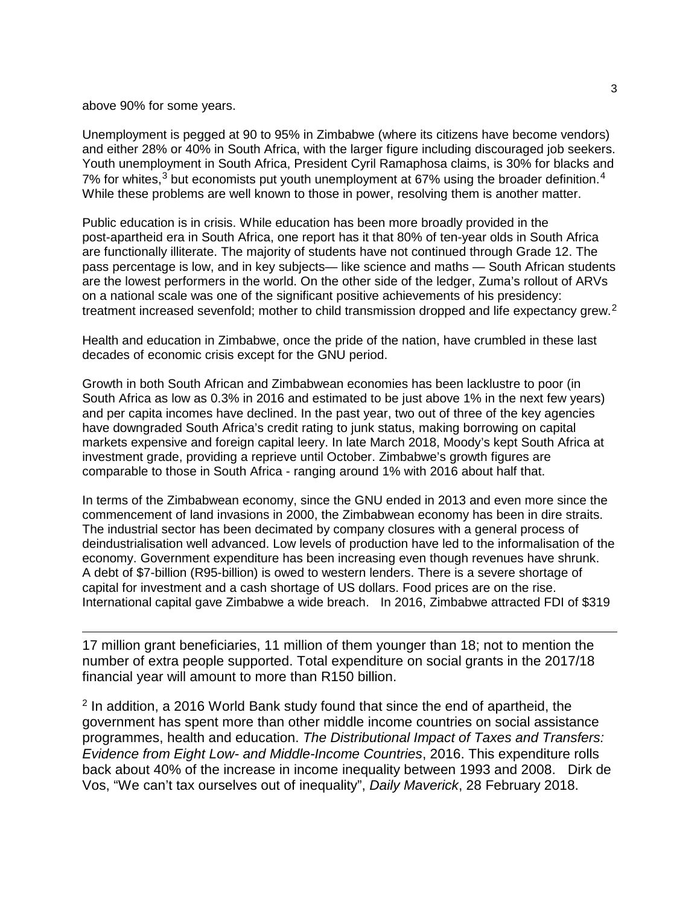above 90% for some years.

Unemployment is pegged at 90 to 95% in Zimbabwe (where its citizens have become vendors) and either 28% or 40% in South Africa, with the larger figure including discouraged job seekers. Youth unemployment in South Africa, President Cyril Ramaphosa claims, is 30% for blacks and 7% for whites,[3] but economists put youth unemployment at 67% using the broader definition.[4] While these problems are well known to those in power, resolving them is another matter.

Public education is in crisis. While education has been more broadly provided in the post-apartheid era in South Africa, one report has it that 80% of ten-year olds in South Africa are functionally illiterate. The majority of students have not continued through Grade 12. The pass percentage is low, and in key subjects— like science and maths — South African students are the lowest performers in the world. On the other side of the ledger, Zuma's rollout of ARVs on a national scale was one of the significant positive achievements of his presidency: treatment increased sevenfold; mother to child transmission dropped and life expectancy grew.[2]

Health and education in Zimbabwe, once the pride of the nation, have crumbled in these last decades of economic crisis except for the GNU period.

Growth in both South African and Zimbabwean economies has been lacklustre to poor (in South Africa as low as 0.3% in 2016 and estimated to be just above 1% in the next few years) and per capita incomes have declined. In the past year, two out of three of the key agencies have downgraded South Africa's credit rating to junk status, making borrowing on capital markets expensive and foreign capital leery. In late March 2018, Moody's kept South Africa at investment grade, providing a reprieve until October. Zimbabwe's growth figures are comparable to those in South Africa - ranging around 1% with 2016 about half that.

In terms of the Zimbabwean economy, since the GNU ended in 2013 and even more since the commencement of land invasions in 2000, the Zimbabwean economy has been in dire straits. The industrial sector has been decimated by company closures with a general process of deindustrialisation well advanced. Low levels of production have led to the informalisation of the economy. Government expenditure has been increasing even though revenues have shrunk. A debt of $7-billion (R95-billion) is owed to western lenders. There is a severe shortage of capital for investment and a cash shortage of US dollars. Food prices are on the rise. International capital gave Zimbabwe a wide breach. In 2016, Zimbabwe attracted FDI of $319

---

17 million grant beneficiaries, 11 million of them younger than 18; not to mention the number of extra people supported. Total expenditure on social grants in the 2017/18 financial year will amount to more than R150 billion.

[2] In addition, a 2016 World Bank study found that since the end of apartheid, the government has spent more than other middle income countries on social assistance programmes, health and education. *The Distributional Impact of Taxes and Transfers: Evidence from Eight Low- and Middle-Income Countries*, 2016. This expenditure rolls back about 40% of the increase in income inequality between 1993 and 2008. Dirk de Vos, "We can't tax ourselves out of inequality", *Daily Maverick*, 28 February 2018.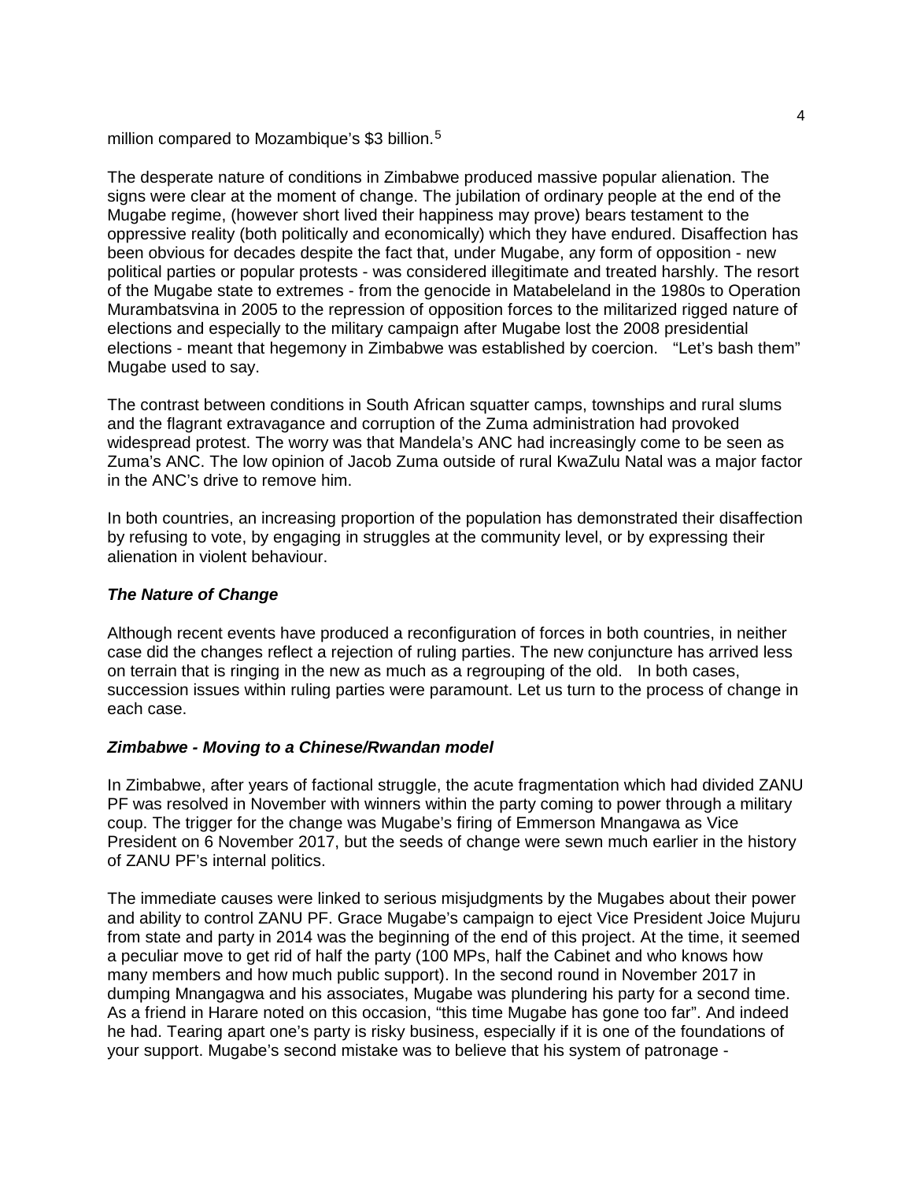million compared to Mozambique's $3 billion.[5]

The desperate nature of conditions in Zimbabwe produced massive popular alienation. The signs were clear at the moment of change. The jubilation of ordinary people at the end of the Mugabe regime, (however short lived their happiness may prove) bears testament to the oppressive reality (both politically and economically) which they have endured. Disaffection has been obvious for decades despite the fact that, under Mugabe, any form of opposition - new political parties or popular protests - was considered illegitimate and treated harshly. The resort of the Mugabe state to extremes - from the genocide in Matabeleland in the 1980s to Operation Murambatsvina in 2005 to the repression of opposition forces to the militarized rigged nature of elections and especially to the military campaign after Mugabe lost the 2008 presidential elections - meant that hegemony in Zimbabwe was established by coercion. "Let's bash them" Mugabe used to say.

The contrast between conditions in South African squatter camps, townships and rural slums and the flagrant extravagance and corruption of the Zuma administration had provoked widespread protest. The worry was that Mandela's ANC had increasingly come to be seen as Zuma's ANC. The low opinion of Jacob Zuma outside of rural KwaZulu Natal was a major factor in the ANC's drive to remove him.

In both countries, an increasing proportion of the population has demonstrated their disaffection by refusing to vote, by engaging in struggles at the community level, or by expressing their alienation in violent behaviour.

### ***The Nature of Change***

Although recent events have produced a reconfiguration of forces in both countries, in neither case did the changes reflect a rejection of ruling parties. The new conjuncture has arrived less on terrain that is ringing in the new as much as a regrouping of the old. In both cases, succession issues within ruling parties were paramount. Let us turn to the process of change in each case.

### ***Zimbabwe - Moving to a Chinese/Rwandan model***

In Zimbabwe, after years of factional struggle, the acute fragmentation which had divided ZANU PF was resolved in November with winners within the party coming to power through a military coup. The trigger for the change was Mugabe's firing of Emmerson Mnangawa as Vice President on 6 November 2017, but the seeds of change were sewn much earlier in the history of ZANU PF's internal politics.

The immediate causes were linked to serious misjudgments by the Mugabes about their power and ability to control ZANU PF. Grace Mugabe's campaign to eject Vice President Joice Mujuru from state and party in 2014 was the beginning of the end of this project. At the time, it seemed a peculiar move to get rid of half the party (100 MPs, half the Cabinet and who knows how many members and how much public support). In the second round in November 2017 in dumping Mnangagwa and his associates, Mugabe was plundering his party for a second time. As a friend in Harare noted on this occasion, "this time Mugabe has gone too far". And indeed he had. Tearing apart one's party is risky business, especially if it is one of the foundations of your support. Mugabe's second mistake was to believe that his system of patronage -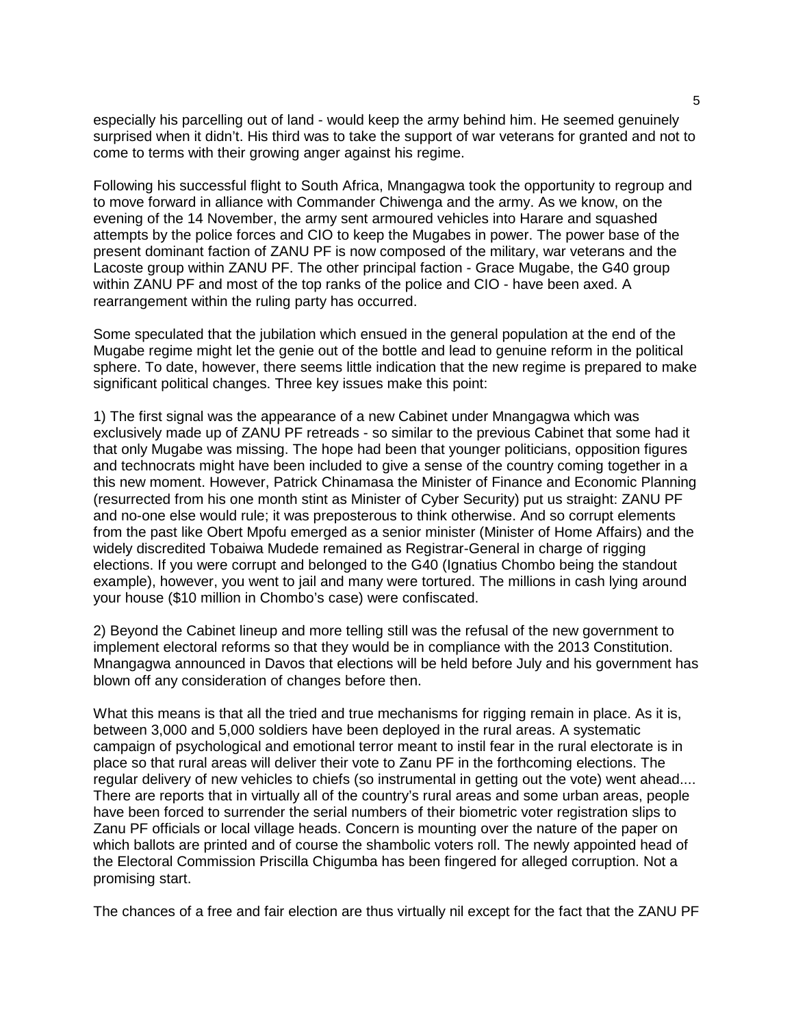especially his parcelling out of land - would keep the army behind him. He seemed genuinely surprised when it didn't. His third was to take the support of war veterans for granted and not to come to terms with their growing anger against his regime.

Following his successful flight to South Africa, Mnangagwa took the opportunity to regroup and to move forward in alliance with Commander Chiwenga and the army. As we know, on the evening of the 14 November, the army sent armoured vehicles into Harare and squashed attempts by the police forces and CIO to keep the Mugabes in power. The power base of the present dominant faction of ZANU PF is now composed of the military, war veterans and the Lacoste group within ZANU PF. The other principal faction - Grace Mugabe, the G40 group within ZANU PF and most of the top ranks of the police and CIO - have been axed. A rearrangement within the ruling party has occurred.

Some speculated that the jubilation which ensued in the general population at the end of the Mugabe regime might let the genie out of the bottle and lead to genuine reform in the political sphere. To date, however, there seems little indication that the new regime is prepared to make significant political changes. Three key issues make this point:

1) The first signal was the appearance of a new Cabinet under Mnangagwa which was exclusively made up of ZANU PF retreads - so similar to the previous Cabinet that some had it that only Mugabe was missing. The hope had been that younger politicians, opposition figures and technocrats might have been included to give a sense of the country coming together in a this new moment. However, Patrick Chinamasa the Minister of Finance and Economic Planning (resurrected from his one month stint as Minister of Cyber Security) put us straight: ZANU PF and no-one else would rule; it was preposterous to think otherwise. And so corrupt elements from the past like Obert Mpofu emerged as a senior minister (Minister of Home Affairs) and the widely discredited Tobaiwa Mudede remained as Registrar-General in charge of rigging elections. If you were corrupt and belonged to the G40 (Ignatius Chombo being the standout example), however, you went to jail and many were tortured. The millions in cash lying around your house ($10 million in Chombo's case) were confiscated.

2) Beyond the Cabinet lineup and more telling still was the refusal of the new government to implement electoral reforms so that they would be in compliance with the 2013 Constitution. Mnangagwa announced in Davos that elections will be held before July and his government has blown off any consideration of changes before then.

What this means is that all the tried and true mechanisms for rigging remain in place. As it is, between 3,000 and 5,000 soldiers have been deployed in the rural areas. A systematic campaign of psychological and emotional terror meant to instil fear in the rural electorate is in place so that rural areas will deliver their vote to Zanu PF in the forthcoming elections. The regular delivery of new vehicles to chiefs (so instrumental in getting out the vote) went ahead.... There are reports that in virtually all of the country's rural areas and some urban areas, people have been forced to surrender the serial numbers of their biometric voter registration slips to Zanu PF officials or local village heads. Concern is mounting over the nature of the paper on which ballots are printed and of course the shambolic voters roll. The newly appointed head of the Electoral Commission Priscilla Chigumba has been fingered for alleged corruption. Not a promising start.

The chances of a free and fair election are thus virtually nil except for the fact that the ZANU PF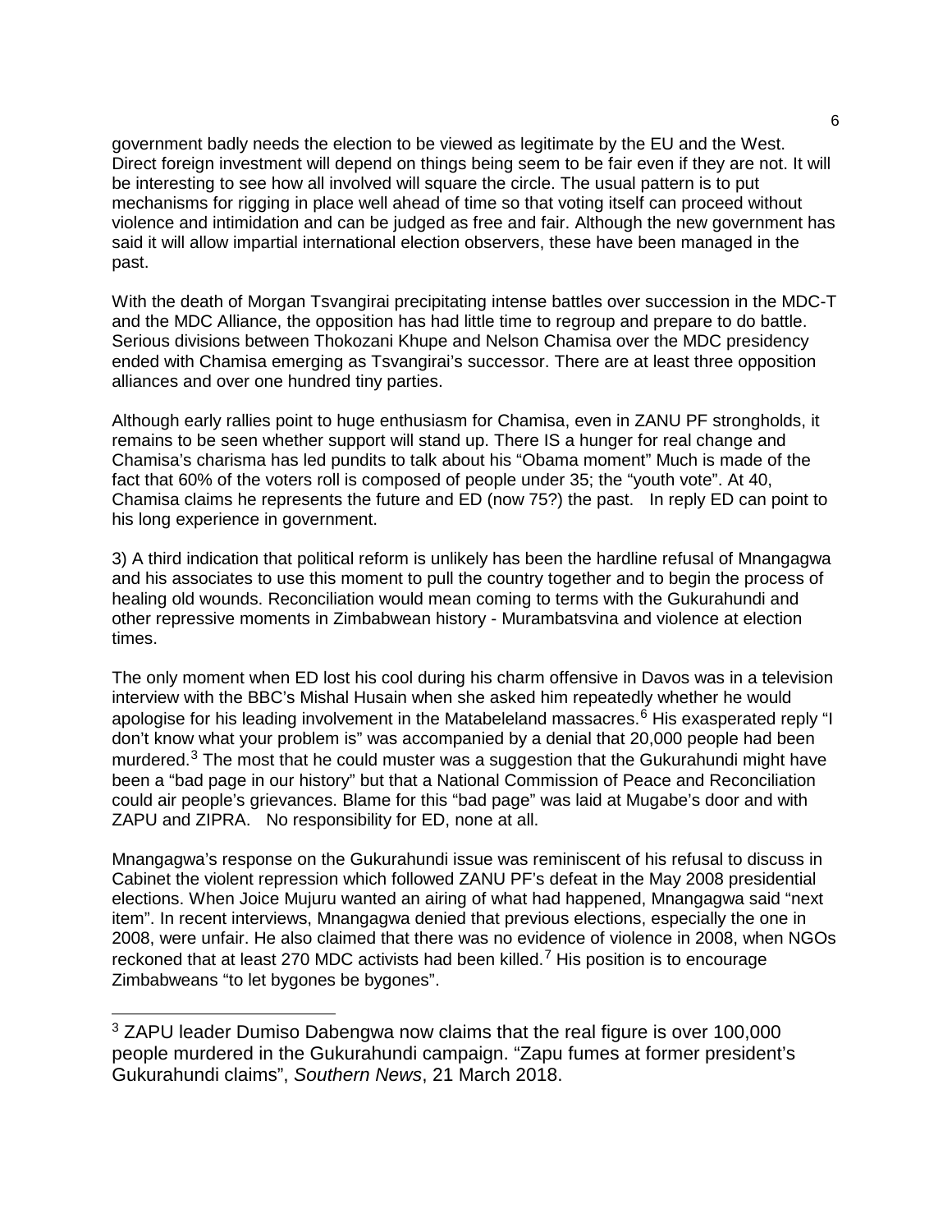government badly needs the election to be viewed as legitimate by the EU and the West. Direct foreign investment will depend on things being seem to be fair even if they are not. It will be interesting to see how all involved will square the circle. The usual pattern is to put mechanisms for rigging in place well ahead of time so that voting itself can proceed without violence and intimidation and can be judged as free and fair. Although the new government has said it will allow impartial international election observers, these have been managed in the past.

With the death of Morgan Tsvangirai precipitating intense battles over succession in the MDC-T and the MDC Alliance, the opposition has had little time to regroup and prepare to do battle. Serious divisions between Thokozani Khupe and Nelson Chamisa over the MDC presidency ended with Chamisa emerging as Tsvangirai's successor. There are at least three opposition alliances and over one hundred tiny parties.

Although early rallies point to huge enthusiasm for Chamisa, even in ZANU PF strongholds, it remains to be seen whether support will stand up. There IS a hunger for real change and Chamisa's charisma has led pundits to talk about his "Obama moment" Much is made of the fact that 60% of the voters roll is composed of people under 35; the "youth vote". At 40, Chamisa claims he represents the future and ED (now 75?) the past. In reply ED can point to his long experience in government.

3) A third indication that political reform is unlikely has been the hardline refusal of Mnangagwa and his associates to use this moment to pull the country together and to begin the process of healing old wounds. Reconciliation would mean coming to terms with the Gukurahundi and other repressive moments in Zimbabwean history - Murambatsvina and violence at election times.

The only moment when ED lost his cool during his charm offensive in Davos was in a television interview with the BBC's Mishal Husain when she asked him repeatedly whether he would apologise for his leading involvement in the Matabeleland massacres.[6] His exasperated reply "I don't know what your problem is" was accompanied by a denial that 20,000 people had been murdered.[3] The most that he could muster was a suggestion that the Gukurahundi might have been a "bad page in our history" but that a National Commission of Peace and Reconciliation could air people's grievances. Blame for this "bad page" was laid at Mugabe's door and with ZAPU and ZIPRA. No responsibility for ED, none at all.

Mnangagwa's response on the Gukurahundi issue was reminiscent of his refusal to discuss in Cabinet the violent repression which followed ZANU PF's defeat in the May 2008 presidential elections. When Joice Mujuru wanted an airing of what had happened, Mnangagwa said "next item". In recent interviews, Mnangagwa denied that previous elections, especially the one in 2008, were unfair. He also claimed that there was no evidence of violence in 2008, when NGOs reckoned that at least 270 MDC activists had been killed.[7] His position is to encourage Zimbabweans "to let bygones be bygones".

---

[3] ZAPU leader Dumiso Dabengwa now claims that the real figure is over 100,000 people murdered in the Gukurahundi campaign. "Zapu fumes at former president's Gukurahundi claims", *Southern News*, 21 March 2018.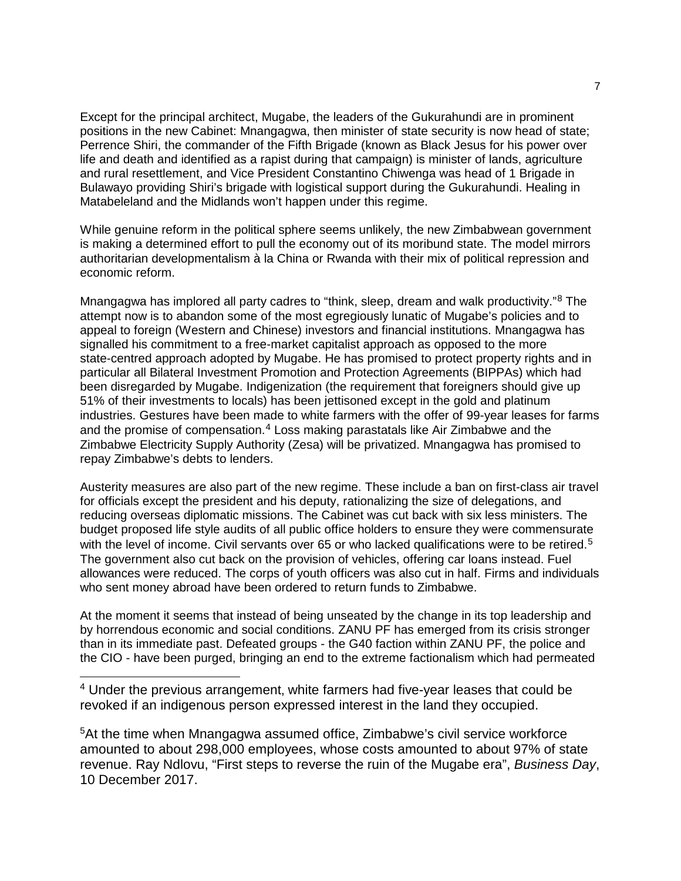Except for the principal architect, Mugabe, the leaders of the Gukurahundi are in prominent positions in the new Cabinet: Mnangagwa, then minister of state security is now head of state; Perrence Shiri, the commander of the Fifth Brigade (known as Black Jesus for his power over life and death and identified as a rapist during that campaign) is minister of lands, agriculture and rural resettlement, and Vice President Constantino Chiwenga was head of 1 Brigade in Bulawayo providing Shiri's brigade with logistical support during the Gukurahundi. Healing in Matabeleland and the Midlands won't happen under this regime.

While genuine reform in the political sphere seems unlikely, the new Zimbabwean government is making a determined effort to pull the economy out of its moribund state. The model mirrors authoritarian developmentalism à la China or Rwanda with their mix of political repression and economic reform.

Mnangagwa has implored all party cadres to "think, sleep, dream and walk productivity."[8] The attempt now is to abandon some of the most egregiously lunatic of Mugabe's policies and to appeal to foreign (Western and Chinese) investors and financial institutions. Mnangagwa has signalled his commitment to a free-market capitalist approach as opposed to the more state-centred approach adopted by Mugabe. He has promised to protect property rights and in particular all Bilateral Investment Promotion and Protection Agreements (BIPPAs) which had been disregarded by Mugabe. Indigenization (the requirement that foreigners should give up 51% of their investments to locals) has been jettisoned except in the gold and platinum industries. Gestures have been made to white farmers with the offer of 99-year leases for farms and the promise of compensation.[4] Loss making parastatals like Air Zimbabwe and the Zimbabwe Electricity Supply Authority (Zesa) will be privatized. Mnangagwa has promised to repay Zimbabwe's debts to lenders.

Austerity measures are also part of the new regime. These include a ban on first-class air travel for officials except the president and his deputy, rationalizing the size of delegations, and reducing overseas diplomatic missions. The Cabinet was cut back with six less ministers. The budget proposed life style audits of all public office holders to ensure they were commensurate with the level of income. Civil servants over 65 or who lacked qualifications were to be retired.[5] The government also cut back on the provision of vehicles, offering car loans instead. Fuel allowances were reduced. The corps of youth officers was also cut in half. Firms and individuals who sent money abroad have been ordered to return funds to Zimbabwe.

At the moment it seems that instead of being unseated by the change in its top leadership and by horrendous economic and social conditions. ZANU PF has emerged from its crisis stronger than in its immediate past. Defeated groups - the G40 faction within ZANU PF, the police and the CIO - have been purged, bringing an end to the extreme factionalism which had permeated

---

[4] Under the previous arrangement, white farmers had five-year leases that could be revoked if an indigenous person expressed interest in the land they occupied.

[5] At the time when Mnangagwa assumed office, Zimbabwe's civil service workforce amounted to about 298,000 employees, whose costs amounted to about 97% of state revenue. Ray Ndlovu, "First steps to reverse the ruin of the Mugabe era", *Business Day*, 10 December 2017.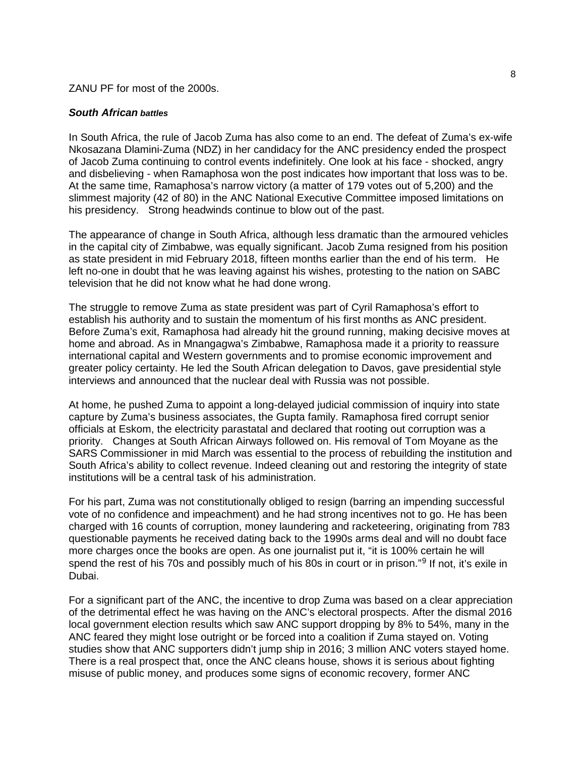ZANU PF for most of the 2000s.

### ***South African battles***

In South Africa, the rule of Jacob Zuma has also come to an end. The defeat of Zuma's ex-wife Nkosazana Dlamini-Zuma (NDZ) in her candidacy for the ANC presidency ended the prospect of Jacob Zuma continuing to control events indefinitely. One look at his face - shocked, angry and disbelieving - when Ramaphosa won the post indicates how important that loss was to be. At the same time, Ramaphosa's narrow victory (a matter of 179 votes out of 5,200) and the slimmest majority (42 of 80) in the ANC National Executive Committee imposed limitations on his presidency. Strong headwinds continue to blow out of the past.

The appearance of change in South Africa, although less dramatic than the armoured vehicles in the capital city of Zimbabwe, was equally significant. Jacob Zuma resigned from his position as state president in mid February 2018, fifteen months earlier than the end of his term. He left no-one in doubt that he was leaving against his wishes, protesting to the nation on SABC television that he did not know what he had done wrong.

The struggle to remove Zuma as state president was part of Cyril Ramaphosa's effort to establish his authority and to sustain the momentum of his first months as ANC president. Before Zuma's exit, Ramaphosa had already hit the ground running, making decisive moves at home and abroad. As in Mnangagwa's Zimbabwe, Ramaphosa made it a priority to reassure international capital and Western governments and to promise economic improvement and greater policy certainty. He led the South African delegation to Davos, gave presidential style interviews and announced that the nuclear deal with Russia was not possible.

At home, he pushed Zuma to appoint a long-delayed judicial commission of inquiry into state capture by Zuma's business associates, the Gupta family. Ramaphosa fired corrupt senior officials at Eskom, the electricity parastatal and declared that rooting out corruption was a priority. Changes at South African Airways followed on. His removal of Tom Moyane as the SARS Commissioner in mid March was essential to the process of rebuilding the institution and South Africa's ability to collect revenue. Indeed cleaning out and restoring the integrity of state institutions will be a central task of his administration.

For his part, Zuma was not constitutionally obliged to resign (barring an impending successful vote of no confidence and impeachment) and he had strong incentives not to go. He has been charged with 16 counts of corruption, money laundering and racketeering, originating from 783 questionable payments he received dating back to the 1990s arms deal and will no doubt face more charges once the books are open. As one journalist put it, "it is 100% certain he will spend the rest of his 70s and possibly much of his 80s in court or in prison."[9] If not, it's exile in Dubai.

For a significant part of the ANC, the incentive to drop Zuma was based on a clear appreciation of the detrimental effect he was having on the ANC's electoral prospects. After the dismal 2016 local government election results which saw ANC support dropping by 8% to 54%, many in the ANC feared they might lose outright or be forced into a coalition if Zuma stayed on. Voting studies show that ANC supporters didn't jump ship in 2016; 3 million ANC voters stayed home. There is a real prospect that, once the ANC cleans house, shows it is serious about fighting misuse of public money, and produces some signs of economic recovery, former ANC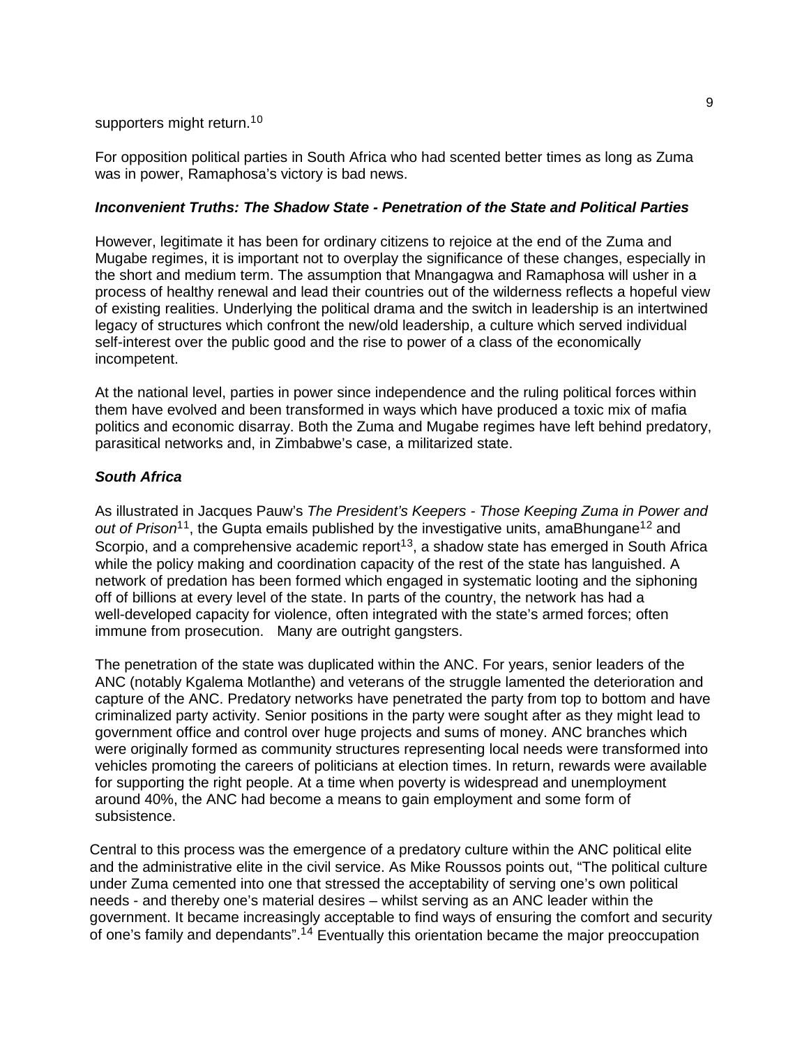supporters might return.[10]

For opposition political parties in South Africa who had scented better times as long as Zuma was in power, Ramaphosa's victory is bad news.

### *Inconvenient Truths: The Shadow State - Penetration of the State and Political Parties*

However, legitimate it has been for ordinary citizens to rejoice at the end of the Zuma and Mugabe regimes, it is important not to overplay the significance of these changes, especially in the short and medium term. The assumption that Mnangagwa and Ramaphosa will usher in a process of healthy renewal and lead their countries out of the wilderness reflects a hopeful view of existing realities. Underlying the political drama and the switch in leadership is an intertwined legacy of structures which confront the new/old leadership, a culture which served individual self-interest over the public good and the rise to power of a class of the economically incompetent.

At the national level, parties in power since independence and the ruling political forces within them have evolved and been transformed in ways which have produced a toxic mix of mafia politics and economic disarray. Both the Zuma and Mugabe regimes have left behind predatory, parasitical networks and, in Zimbabwe's case, a militarized state.

### *South Africa*

As illustrated in Jacques Pauw's *The President's Keepers - Those Keeping Zuma in Power and out of Prison*[11], the Gupta emails published by the investigative units, amaBhungane[12] and Scorpio, and a comprehensive academic report[13], a shadow state has emerged in South Africa while the policy making and coordination capacity of the rest of the state has languished. A network of predation has been formed which engaged in systematic looting and the siphoning off of billions at every level of the state. In parts of the country, the network has had a well-developed capacity for violence, often integrated with the state's armed forces; often immune from prosecution. Many are outright gangsters.

The penetration of the state was duplicated within the ANC. For years, senior leaders of the ANC (notably Kgalema Motlanthe) and veterans of the struggle lamented the deterioration and capture of the ANC. Predatory networks have penetrated the party from top to bottom and have criminalized party activity. Senior positions in the party were sought after as they might lead to government office and control over huge projects and sums of money. ANC branches which were originally formed as community structures representing local needs were transformed into vehicles promoting the careers of politicians at election times. In return, rewards were available for supporting the right people. At a time when poverty is widespread and unemployment around 40%, the ANC had become a means to gain employment and some form of subsistence.

Central to this process was the emergence of a predatory culture within the ANC political elite and the administrative elite in the civil service. As Mike Roussos points out, "The political culture under Zuma cemented into one that stressed the acceptability of serving one's own political needs - and thereby one's material desires – whilst serving as an ANC leader within the government. It became increasingly acceptable to find ways of ensuring the comfort and security of one's family and dependants".[14] Eventually this orientation became the major preoccupation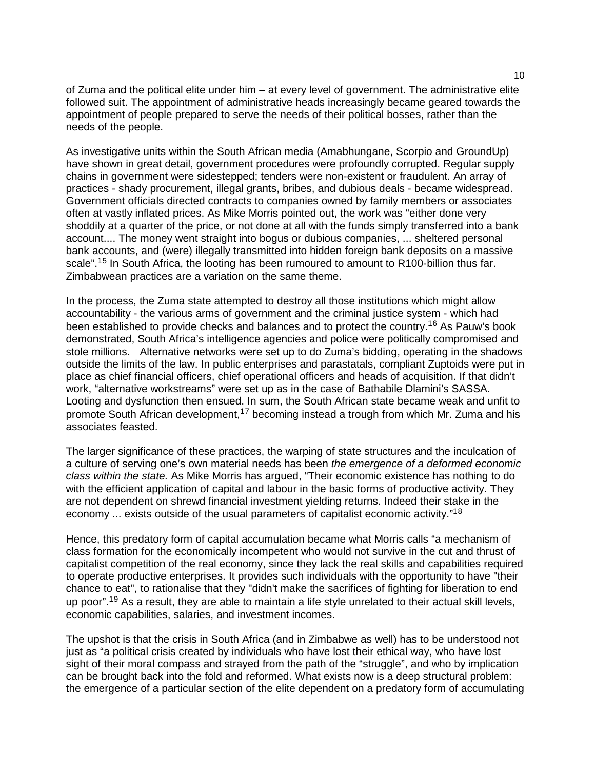of Zuma and the political elite under him – at every level of government. The administrative elite followed suit. The appointment of administrative heads increasingly became geared towards the appointment of people prepared to serve the needs of their political bosses, rather than the needs of the people.

As investigative units within the South African media (Amabhungane, Scorpio and GroundUp) have shown in great detail, government procedures were profoundly corrupted. Regular supply chains in government were sidestepped; tenders were non-existent or fraudulent. An array of practices - shady procurement, illegal grants, bribes, and dubious deals - became widespread. Government officials directed contracts to companies owned by family members or associates often at vastly inflated prices. As Mike Morris pointed out, the work was "either done very shoddily at a quarter of the price, or not done at all with the funds simply transferred into a bank account.... The money went straight into bogus or dubious companies, ... sheltered personal bank accounts, and (were) illegally transmitted into hidden foreign bank deposits on a massive scale".[15] In South Africa, the looting has been rumoured to amount to R100-billion thus far. Zimbabwean practices are a variation on the same theme.

In the process, the Zuma state attempted to destroy all those institutions which might allow accountability - the various arms of government and the criminal justice system - which had been established to provide checks and balances and to protect the country.[16] As Pauw's book demonstrated, South Africa's intelligence agencies and police were politically compromised and stole millions. Alternative networks were set up to do Zuma's bidding, operating in the shadows outside the limits of the law. In public enterprises and parastatals, compliant Zuptoids were put in place as chief financial officers, chief operational officers and heads of acquisition. If that didn't work, "alternative workstreams" were set up as in the case of Bathabile Dlamini's SASSA. Looting and dysfunction then ensued. In sum, the South African state became weak and unfit to promote South African development,[17] becoming instead a trough from which Mr. Zuma and his associates feasted.

The larger significance of these practices, the warping of state structures and the inculcation of a culture of serving one's own material needs has been *the emergence of a deformed economic class within the state.* As Mike Morris has argued, "Their economic existence has nothing to do with the efficient application of capital and labour in the basic forms of productive activity. They are not dependent on shrewd financial investment yielding returns. Indeed their stake in the economy ... exists outside of the usual parameters of capitalist economic activity."[18]

Hence, this predatory form of capital accumulation became what Morris calls "a mechanism of class formation for the economically incompetent who would not survive in the cut and thrust of capitalist competition of the real economy, since they lack the real skills and capabilities required to operate productive enterprises. It provides such individuals with the opportunity to have "their chance to eat", to rationalise that they "didn't make the sacrifices of fighting for liberation to end up poor".[19] As a result, they are able to maintain a life style unrelated to their actual skill levels, economic capabilities, salaries, and investment incomes.

The upshot is that the crisis in South Africa (and in Zimbabwe as well) has to be understood not just as "a political crisis created by individuals who have lost their ethical way, who have lost sight of their moral compass and strayed from the path of the "struggle", and who by implication can be brought back into the fold and reformed. What exists now is a deep structural problem: the emergence of a particular section of the elite dependent on a predatory form of accumulating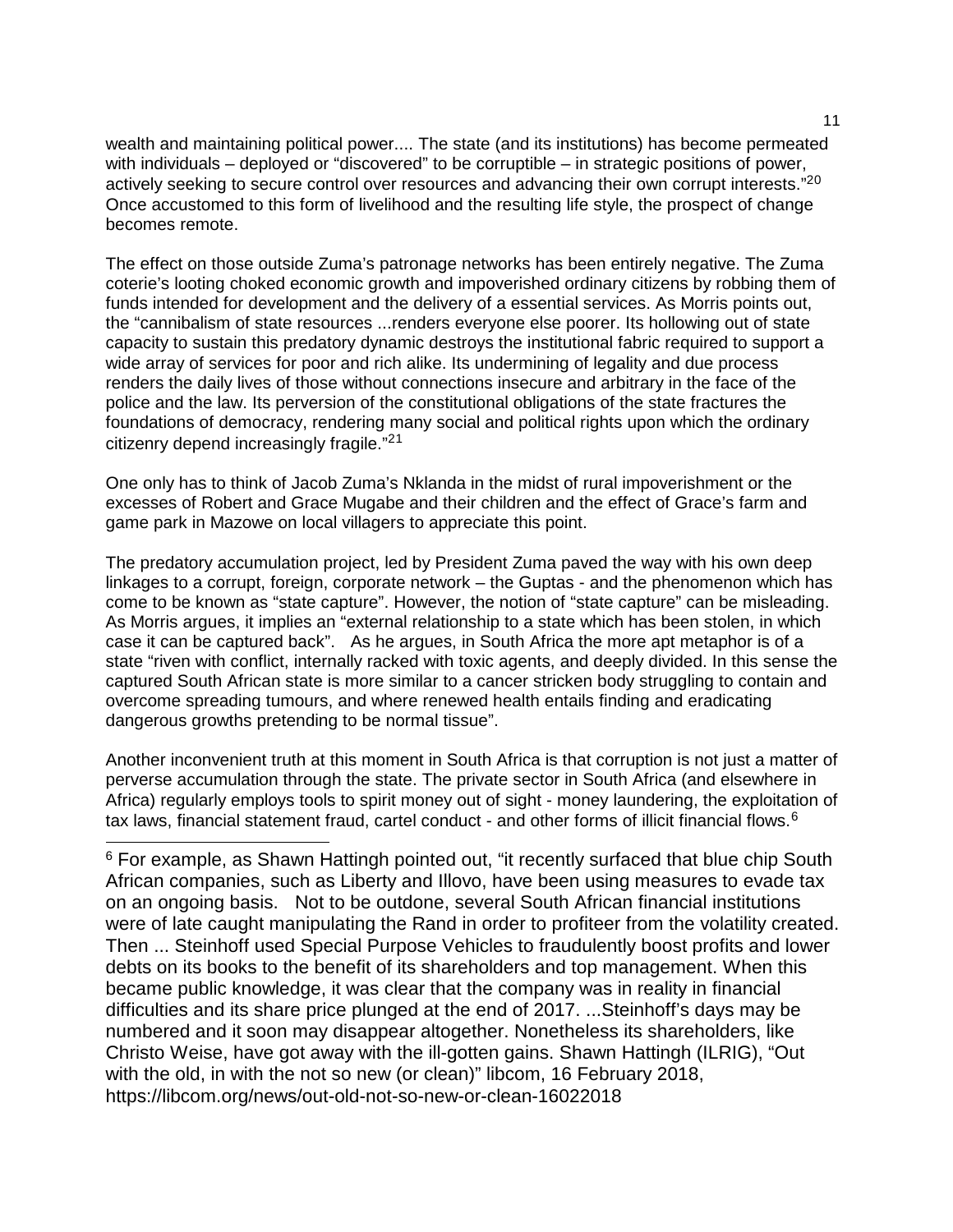wealth and maintaining political power.... The state (and its institutions) has become permeated with individuals – deployed or "discovered" to be corruptible – in strategic positions of power, actively seeking to secure control over resources and advancing their own corrupt interests."[20] Once accustomed to this form of livelihood and the resulting life style, the prospect of change becomes remote.

The effect on those outside Zuma's patronage networks has been entirely negative. The Zuma coterie's looting choked economic growth and impoverished ordinary citizens by robbing them of funds intended for development and the delivery of a essential services. As Morris points out, the "cannibalism of state resources ...renders everyone else poorer. Its hollowing out of state capacity to sustain this predatory dynamic destroys the institutional fabric required to support a wide array of services for poor and rich alike. Its undermining of legality and due process renders the daily lives of those without connections insecure and arbitrary in the face of the police and the law. Its perversion of the constitutional obligations of the state fractures the foundations of democracy, rendering many social and political rights upon which the ordinary citizenry depend increasingly fragile."[21]

One only has to think of Jacob Zuma's Nklanda in the midst of rural impoverishment or the excesses of Robert and Grace Mugabe and their children and the effect of Grace's farm and game park in Mazowe on local villagers to appreciate this point.

The predatory accumulation project, led by President Zuma paved the way with his own deep linkages to a corrupt, foreign, corporate network – the Guptas - and the phenomenon which has come to be known as "state capture". However, the notion of "state capture" can be misleading. As Morris argues, it implies an "external relationship to a state which has been stolen, in which case it can be captured back". As he argues, in South Africa the more apt metaphor is of a state "riven with conflict, internally racked with toxic agents, and deeply divided. In this sense the captured South African state is more similar to a cancer stricken body struggling to contain and overcome spreading tumours, and where renewed health entails finding and eradicating dangerous growths pretending to be normal tissue".

Another inconvenient truth at this moment in South Africa is that corruption is not just a matter of perverse accumulation through the state. The private sector in South Africa (and elsewhere in Africa) regularly employs tools to spirit money out of sight - money laundering, the exploitation of tax laws, financial statement fraud, cartel conduct - and other forms of illicit financial flows.[6]

---

[6] For example, as Shawn Hattingh pointed out, "it recently surfaced that blue chip South African companies, such as Liberty and Illovo, have been using measures to evade tax on an ongoing basis. Not to be outdone, several South African financial institutions were of late caught manipulating the Rand in order to profiteer from the volatility created. Then ... Steinhoff used Special Purpose Vehicles to fraudulently boost profits and lower debts on its books to the benefit of its shareholders and top management. When this became public knowledge, it was clear that the company was in reality in financial difficulties and its share price plunged at the end of 2017. ...Steinhoff's days may be numbered and it soon may disappear altogether. Nonetheless its shareholders, like Christo Weise, have got away with the ill-gotten gains. Shawn Hattingh (ILRIG), "Out with the old, in with the not so new (or clean)" libcom, 16 February 2018, https://libcom.org/news/out-old-not-so-new-or-clean-16022018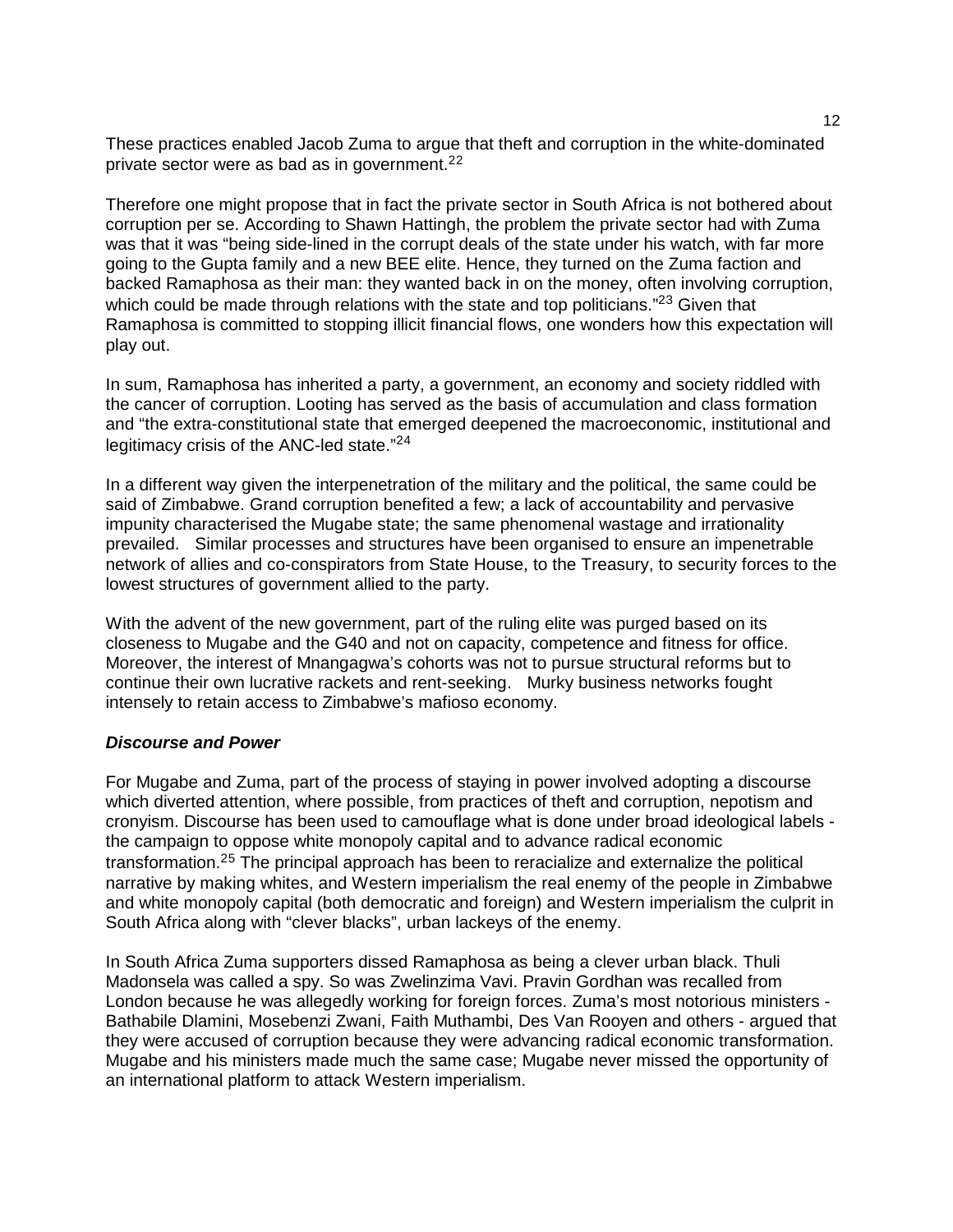These practices enabled Jacob Zuma to argue that theft and corruption in the white-dominated private sector were as bad as in government.[22]

Therefore one might propose that in fact the private sector in South Africa is not bothered about corruption per se. According to Shawn Hattingh, the problem the private sector had with Zuma was that it was "being side-lined in the corrupt deals of the state under his watch, with far more going to the Gupta family and a new BEE elite. Hence, they turned on the Zuma faction and backed Ramaphosa as their man: they wanted back in on the money, often involving corruption, which could be made through relations with the state and top politicians."[23] Given that Ramaphosa is committed to stopping illicit financial flows, one wonders how this expectation will play out.

In sum, Ramaphosa has inherited a party, a government, an economy and society riddled with the cancer of corruption. Looting has served as the basis of accumulation and class formation and "the extra-constitutional state that emerged deepened the macroeconomic, institutional and legitimacy crisis of the ANC-led state."[24]

In a different way given the interpenetration of the military and the political, the same could be said of Zimbabwe. Grand corruption benefited a few; a lack of accountability and pervasive impunity characterised the Mugabe state; the same phenomenal wastage and irrationality prevailed. Similar processes and structures have been organised to ensure an impenetrable network of allies and co-conspirators from State House, to the Treasury, to security forces to the lowest structures of government allied to the party.

With the advent of the new government, part of the ruling elite was purged based on its closeness to Mugabe and the G40 and not on capacity, competence and fitness for office. Moreover, the interest of Mnangagwa's cohorts was not to pursue structural reforms but to continue their own lucrative rackets and rent-seeking. Murky business networks fought intensely to retain access to Zimbabwe's mafioso economy.

### ***Discourse and Power***

For Mugabe and Zuma, part of the process of staying in power involved adopting a discourse which diverted attention, where possible, from practices of theft and corruption, nepotism and cronyism. Discourse has been used to camouflage what is done under broad ideological labels - the campaign to oppose white monopoly capital and to advance radical economic transformation.[25] The principal approach has been to reracialize and externalize the political narrative by making whites, and Western imperialism the real enemy of the people in Zimbabwe and white monopoly capital (both democratic and foreign) and Western imperialism the culprit in South Africa along with "clever blacks", urban lackeys of the enemy.

In South Africa Zuma supporters dissed Ramaphosa as being a clever urban black. Thuli Madonsela was called a spy. So was Zwelinzima Vavi. Pravin Gordhan was recalled from London because he was allegedly working for foreign forces. Zuma's most notorious ministers - Bathabile Dlamini, Mosebenzi Zwani, Faith Muthambi, Des Van Rooyen and others - argued that they were accused of corruption because they were advancing radical economic transformation. Mugabe and his ministers made much the same case; Mugabe never missed the opportunity of an international platform to attack Western imperialism.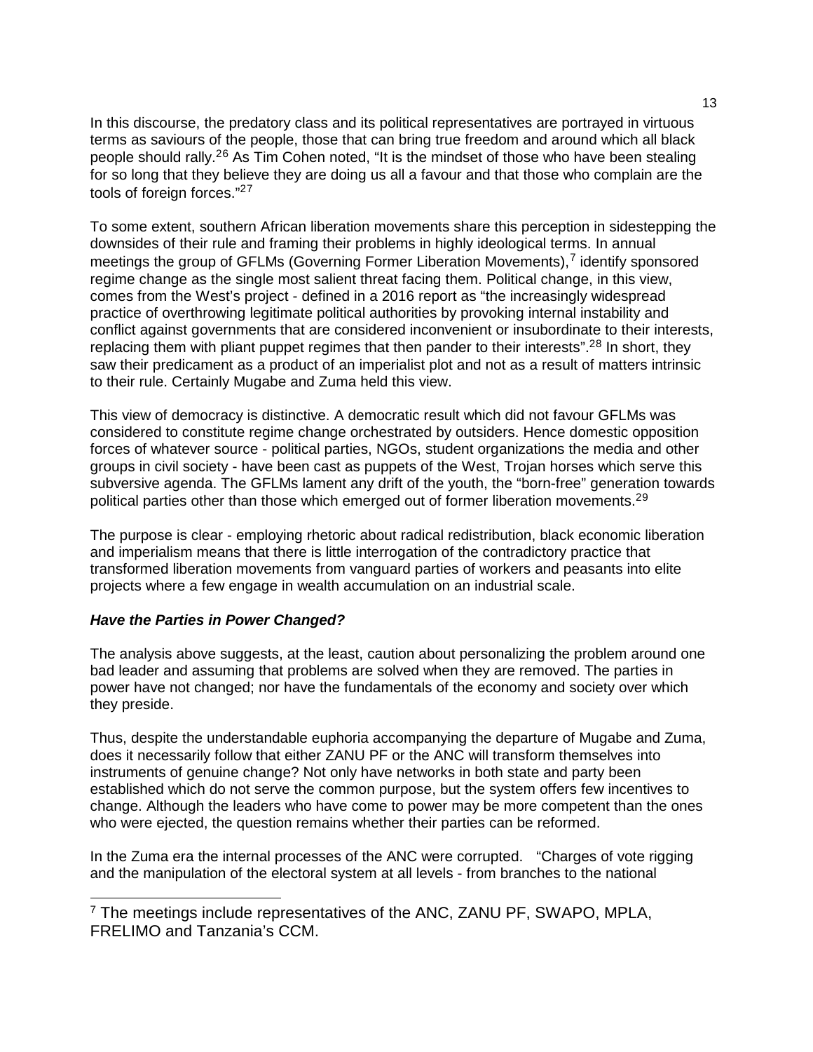In this discourse, the predatory class and its political representatives are portrayed in virtuous terms as saviours of the people, those that can bring true freedom and around which all black people should rally.[26] As Tim Cohen noted, "It is the mindset of those who have been stealing for so long that they believe they are doing us all a favour and that those who complain are the tools of foreign forces."[27]

To some extent, southern African liberation movements share this perception in sidestepping the downsides of their rule and framing their problems in highly ideological terms. In annual meetings the group of GFLMs (Governing Former Liberation Movements),[7] identify sponsored regime change as the single most salient threat facing them. Political change, in this view, comes from the West's project - defined in a 2016 report as "the increasingly widespread practice of overthrowing legitimate political authorities by provoking internal instability and conflict against governments that are considered inconvenient or insubordinate to their interests, replacing them with pliant puppet regimes that then pander to their interests".[28] In short, they saw their predicament as a product of an imperialist plot and not as a result of matters intrinsic to their rule. Certainly Mugabe and Zuma held this view.

This view of democracy is distinctive. A democratic result which did not favour GFLMs was considered to constitute regime change orchestrated by outsiders. Hence domestic opposition forces of whatever source - political parties, NGOs, student organizations the media and other groups in civil society - have been cast as puppets of the West, Trojan horses which serve this subversive agenda. The GFLMs lament any drift of the youth, the "born-free" generation towards political parties other than those which emerged out of former liberation movements.[29]

The purpose is clear - employing rhetoric about radical redistribution, black economic liberation and imperialism means that there is little interrogation of the contradictory practice that transformed liberation movements from vanguard parties of workers and peasants into elite projects where a few engage in wealth accumulation on an industrial scale.

***Have the Parties in Power Changed?***

The analysis above suggests, at the least, caution about personalizing the problem around one bad leader and assuming that problems are solved when they are removed. The parties in power have not changed; nor have the fundamentals of the economy and society over which they preside.

Thus, despite the understandable euphoria accompanying the departure of Mugabe and Zuma, does it necessarily follow that either ZANU PF or the ANC will transform themselves into instruments of genuine change? Not only have networks in both state and party been established which do not serve the common purpose, but the system offers few incentives to change. Although the leaders who have come to power may be more competent than the ones who were ejected, the question remains whether their parties can be reformed.

In the Zuma era the internal processes of the ANC were corrupted. "Charges of vote rigging and the manipulation of the electoral system at all levels - from branches to the national

---

[7] The meetings include representatives of the ANC, ZANU PF, SWAPO, MPLA, FRELIMO and Tanzania's CCM.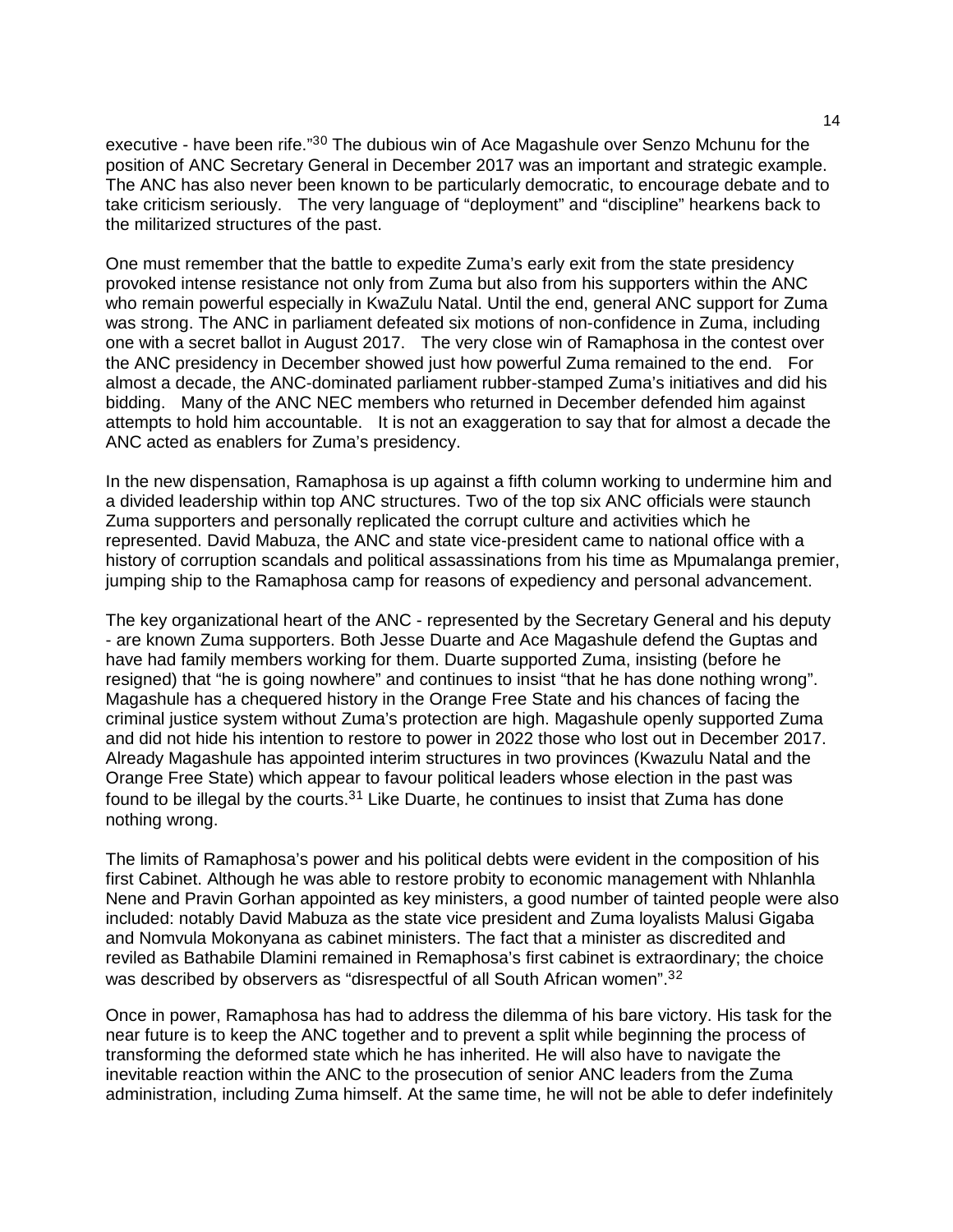executive - have been rife."[30] The dubious win of Ace Magashule over Senzo Mchunu for the position of ANC Secretary General in December 2017 was an important and strategic example. The ANC has also never been known to be particularly democratic, to encourage debate and to take criticism seriously. The very language of "deployment" and "discipline" hearkens back to the militarized structures of the past.

One must remember that the battle to expedite Zuma's early exit from the state presidency provoked intense resistance not only from Zuma but also from his supporters within the ANC who remain powerful especially in KwaZulu Natal. Until the end, general ANC support for Zuma was strong. The ANC in parliament defeated six motions of non-confidence in Zuma, including one with a secret ballot in August 2017. The very close win of Ramaphosa in the contest over the ANC presidency in December showed just how powerful Zuma remained to the end. For almost a decade, the ANC-dominated parliament rubber-stamped Zuma's initiatives and did his bidding. Many of the ANC NEC members who returned in December defended him against attempts to hold him accountable. It is not an exaggeration to say that for almost a decade the ANC acted as enablers for Zuma's presidency.

In the new dispensation, Ramaphosa is up against a fifth column working to undermine him and a divided leadership within top ANC structures. Two of the top six ANC officials were staunch Zuma supporters and personally replicated the corrupt culture and activities which he represented. David Mabuza, the ANC and state vice-president came to national office with a history of corruption scandals and political assassinations from his time as Mpumalanga premier, jumping ship to the Ramaphosa camp for reasons of expediency and personal advancement.

The key organizational heart of the ANC - represented by the Secretary General and his deputy - are known Zuma supporters. Both Jesse Duarte and Ace Magashule defend the Guptas and have had family members working for them. Duarte supported Zuma, insisting (before he resigned) that "he is going nowhere" and continues to insist "that he has done nothing wrong". Magashule has a chequered history in the Orange Free State and his chances of facing the criminal justice system without Zuma's protection are high. Magashule openly supported Zuma and did not hide his intention to restore to power in 2022 those who lost out in December 2017. Already Magashule has appointed interim structures in two provinces (Kwazulu Natal and the Orange Free State) which appear to favour political leaders whose election in the past was found to be illegal by the courts.[31] Like Duarte, he continues to insist that Zuma has done nothing wrong.

The limits of Ramaphosa's power and his political debts were evident in the composition of his first Cabinet. Although he was able to restore probity to economic management with Nhlanhla Nene and Pravin Gorhan appointed as key ministers, a good number of tainted people were also included: notably David Mabuza as the state vice president and Zuma loyalists Malusi Gigaba and Nomvula Mokonyana as cabinet ministers. The fact that a minister as discredited and reviled as Bathabile Dlamini remained in Remaphosa's first cabinet is extraordinary; the choice was described by observers as "disrespectful of all South African women".[32]

Once in power, Ramaphosa has had to address the dilemma of his bare victory. His task for the near future is to keep the ANC together and to prevent a split while beginning the process of transforming the deformed state which he has inherited. He will also have to navigate the inevitable reaction within the ANC to the prosecution of senior ANC leaders from the Zuma administration, including Zuma himself. At the same time, he will not be able to defer indefinitely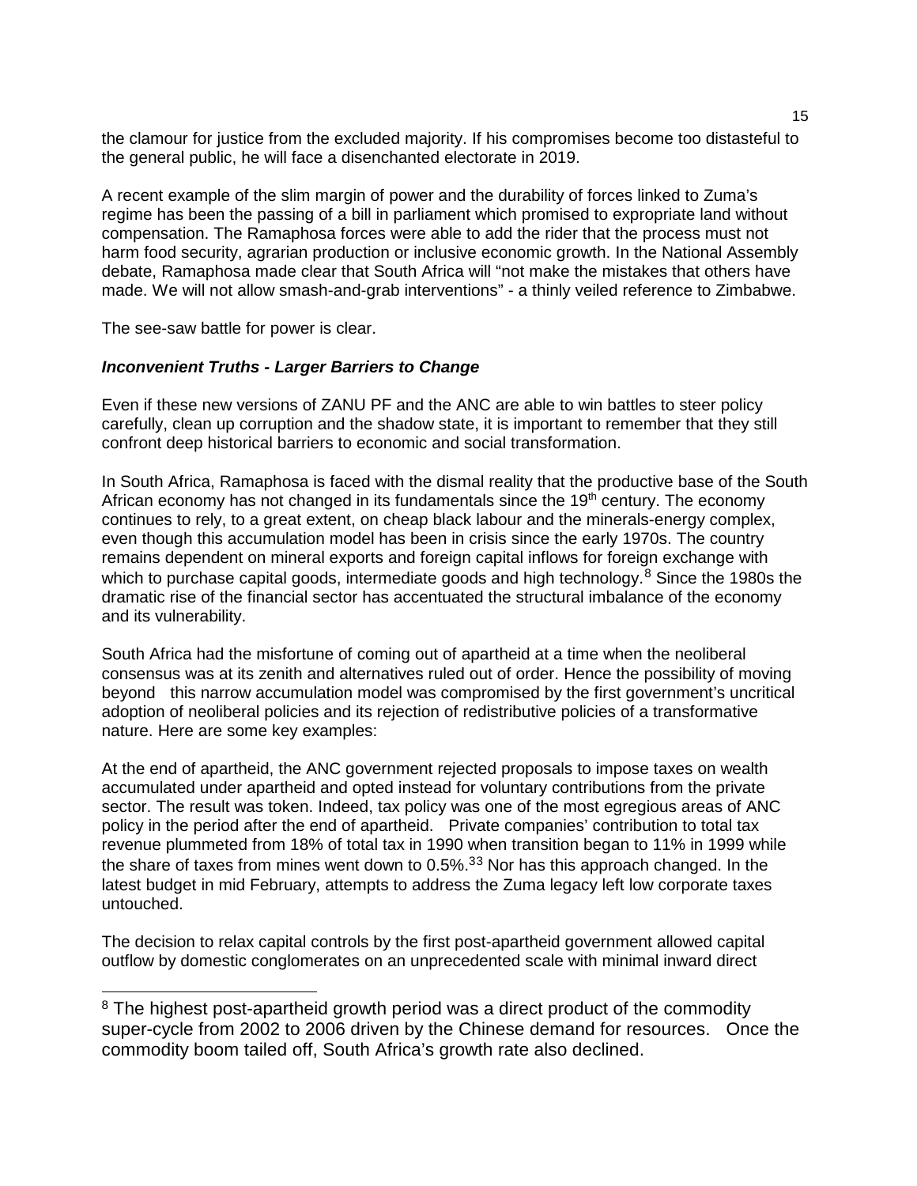the clamour for justice from the excluded majority. If his compromises become too distasteful to the general public, he will face a disenchanted electorate in 2019.

A recent example of the slim margin of power and the durability of forces linked to Zuma's regime has been the passing of a bill in parliament which promised to expropriate land without compensation. The Ramaphosa forces were able to add the rider that the process must not harm food security, agrarian production or inclusive economic growth. In the National Assembly debate, Ramaphosa made clear that South Africa will "not make the mistakes that others have made. We will not allow smash-and-grab interventions" - a thinly veiled reference to Zimbabwe.

The see-saw battle for power is clear.

### *Inconvenient Truths - Larger Barriers to Change*

Even if these new versions of ZANU PF and the ANC are able to win battles to steer policy carefully, clean up corruption and the shadow state, it is important to remember that they still confront deep historical barriers to economic and social transformation.

In South Africa, Ramaphosa is faced with the dismal reality that the productive base of the South African economy has not changed in its fundamentals since the 19th century. The economy continues to rely, to a great extent, on cheap black labour and the minerals-energy complex, even though this accumulation model has been in crisis since the early 1970s. The country remains dependent on mineral exports and foreign capital inflows for foreign exchange with which to purchase capital goods, intermediate goods and high technology.[8] Since the 1980s the dramatic rise of the financial sector has accentuated the structural imbalance of the economy and its vulnerability.

South Africa had the misfortune of coming out of apartheid at a time when the neoliberal consensus was at its zenith and alternatives ruled out of order. Hence the possibility of moving beyond this narrow accumulation model was compromised by the first government's uncritical adoption of neoliberal policies and its rejection of redistributive policies of a transformative nature. Here are some key examples:

At the end of apartheid, the ANC government rejected proposals to impose taxes on wealth accumulated under apartheid and opted instead for voluntary contributions from the private sector. The result was token. Indeed, tax policy was one of the most egregious areas of ANC policy in the period after the end of apartheid. Private companies' contribution to total tax revenue plummeted from 18% of total tax in 1990 when transition began to 11% in 1999 while the share of taxes from mines went down to 0.5%.[33] Nor has this approach changed. In the latest budget in mid February, attempts to address the Zuma legacy left low corporate taxes untouched.

The decision to relax capital controls by the first post-apartheid government allowed capital outflow by domestic conglomerates on an unprecedented scale with minimal inward direct

---

[8] The highest post-apartheid growth period was a direct product of the commodity super-cycle from 2002 to 2006 driven by the Chinese demand for resources. Once the commodity boom tailed off, South Africa's growth rate also declined.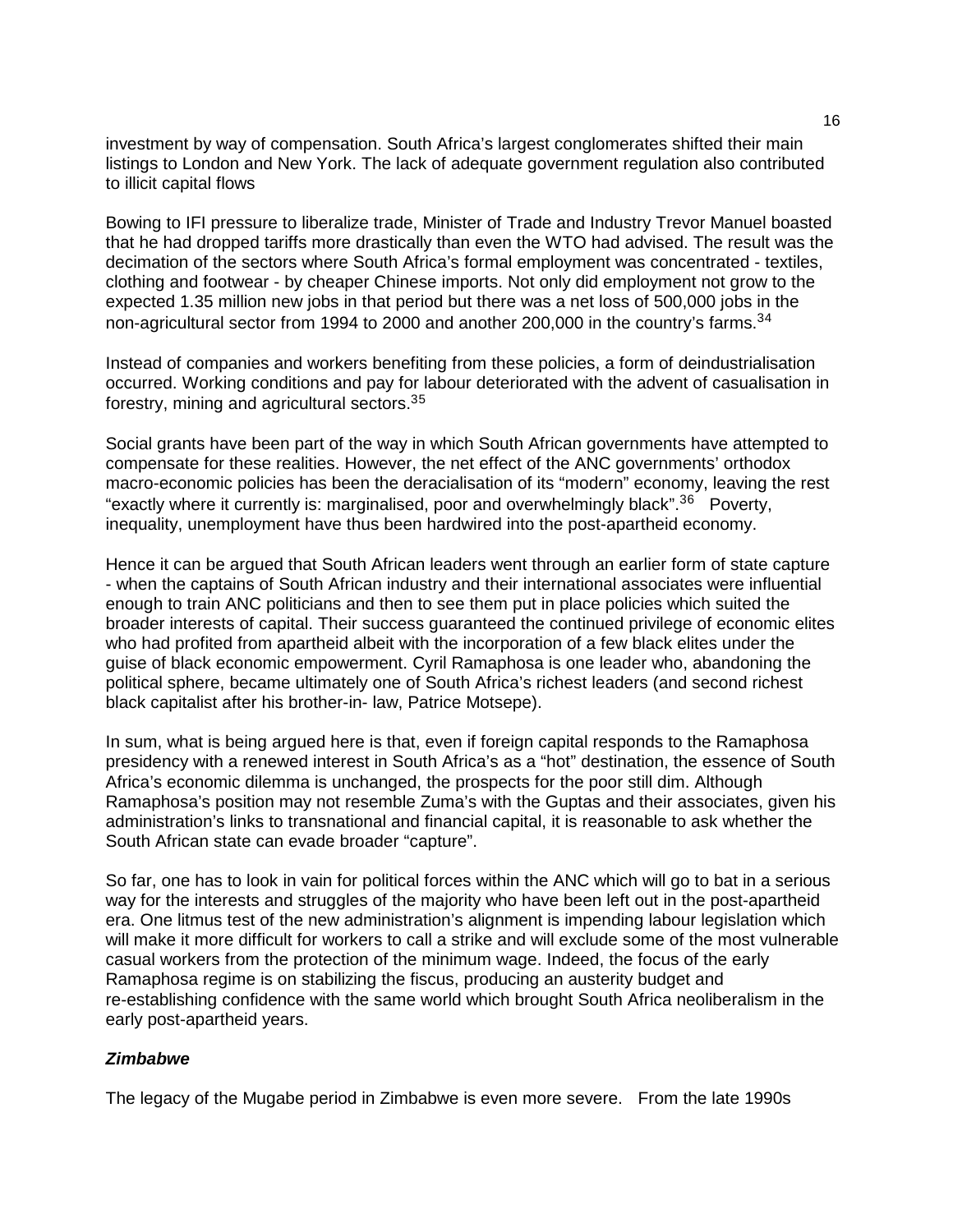investment by way of compensation. South Africa's largest conglomerates shifted their main listings to London and New York. The lack of adequate government regulation also contributed to illicit capital flows

Bowing to IFI pressure to liberalize trade, Minister of Trade and Industry Trevor Manuel boasted that he had dropped tariffs more drastically than even the WTO had advised. The result was the decimation of the sectors where South Africa's formal employment was concentrated - textiles, clothing and footwear - by cheaper Chinese imports. Not only did employment not grow to the expected 1.35 million new jobs in that period but there was a net loss of 500,000 jobs in the non-agricultural sector from 1994 to 2000 and another 200,000 in the country's farms.[34]

Instead of companies and workers benefiting from these policies, a form of deindustrialisation occurred. Working conditions and pay for labour deteriorated with the advent of casualisation in forestry, mining and agricultural sectors.[35]

Social grants have been part of the way in which South African governments have attempted to compensate for these realities. However, the net effect of the ANC governments' orthodox macro-economic policies has been the deracialisation of its "modern" economy, leaving the rest "exactly where it currently is: marginalised, poor and overwhelmingly black".[36] Poverty, inequality, unemployment have thus been hardwired into the post-apartheid economy.

Hence it can be argued that South African leaders went through an earlier form of state capture - when the captains of South African industry and their international associates were influential enough to train ANC politicians and then to see them put in place policies which suited the broader interests of capital. Their success guaranteed the continued privilege of economic elites who had profited from apartheid albeit with the incorporation of a few black elites under the guise of black economic empowerment. Cyril Ramaphosa is one leader who, abandoning the political sphere, became ultimately one of South Africa's richest leaders (and second richest black capitalist after his brother-in- law, Patrice Motsepe).

In sum, what is being argued here is that, even if foreign capital responds to the Ramaphosa presidency with a renewed interest in South Africa's as a "hot" destination, the essence of South Africa's economic dilemma is unchanged, the prospects for the poor still dim. Although Ramaphosa's position may not resemble Zuma's with the Guptas and their associates, given his administration's links to transnational and financial capital, it is reasonable to ask whether the South African state can evade broader "capture".

So far, one has to look in vain for political forces within the ANC which will go to bat in a serious way for the interests and struggles of the majority who have been left out in the post-apartheid era. One litmus test of the new administration's alignment is impending labour legislation which will make it more difficult for workers to call a strike and will exclude some of the most vulnerable casual workers from the protection of the minimum wage. Indeed, the focus of the early Ramaphosa regime is on stabilizing the fiscus, producing an austerity budget and re-establishing confidence with the same world which brought South Africa neoliberalism in the early post-apartheid years.

### *Zimbabwe*

The legacy of the Mugabe period in Zimbabwe is even more severe. From the late 1990s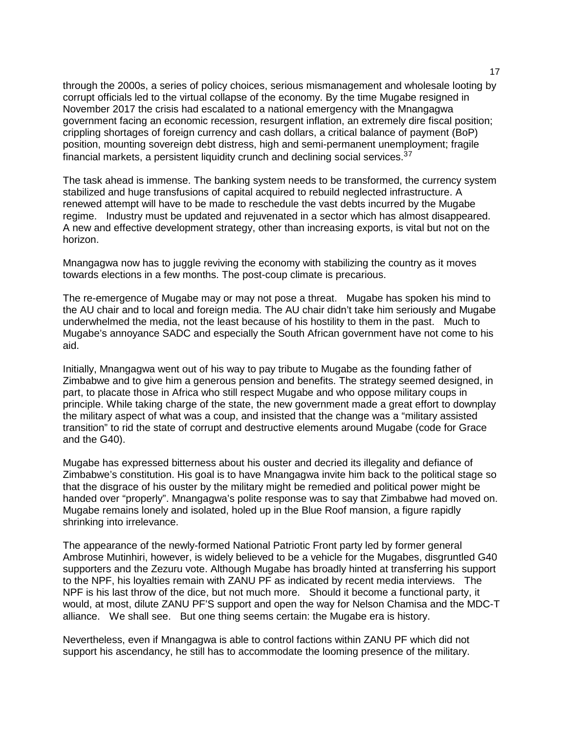through the 2000s, a series of policy choices, serious mismanagement and wholesale looting by corrupt officials led to the virtual collapse of the economy. By the time Mugabe resigned in November 2017 the crisis had escalated to a national emergency with the Mnangagwa government facing an economic recession, resurgent inflation, an extremely dire fiscal position; crippling shortages of foreign currency and cash dollars, a critical balance of payment (BoP) position, mounting sovereign debt distress, high and semi-permanent unemployment; fragile financial markets, a persistent liquidity crunch and declining social services.[37]

The task ahead is immense. The banking system needs to be transformed, the currency system stabilized and huge transfusions of capital acquired to rebuild neglected infrastructure. A renewed attempt will have to be made to reschedule the vast debts incurred by the Mugabe regime. Industry must be updated and rejuvenated in a sector which has almost disappeared. A new and effective development strategy, other than increasing exports, is vital but not on the horizon.

Mnangagwa now has to juggle reviving the economy with stabilizing the country as it moves towards elections in a few months. The post-coup climate is precarious.

The re-emergence of Mugabe may or may not pose a threat. Mugabe has spoken his mind to the AU chair and to local and foreign media. The AU chair didn't take him seriously and Mugabe underwhelmed the media, not the least because of his hostility to them in the past. Much to Mugabe's annoyance SADC and especially the South African government have not come to his aid.

Initially, Mnangagwa went out of his way to pay tribute to Mugabe as the founding father of Zimbabwe and to give him a generous pension and benefits. The strategy seemed designed, in part, to placate those in Africa who still respect Mugabe and who oppose military coups in principle. While taking charge of the state, the new government made a great effort to downplay the military aspect of what was a coup, and insisted that the change was a "military assisted transition" to rid the state of corrupt and destructive elements around Mugabe (code for Grace and the G40).

Mugabe has expressed bitterness about his ouster and decried its illegality and defiance of Zimbabwe's constitution. His goal is to have Mnangagwa invite him back to the political stage so that the disgrace of his ouster by the military might be remedied and political power might be handed over "properly". Mnangagwa's polite response was to say that Zimbabwe had moved on. Mugabe remains lonely and isolated, holed up in the Blue Roof mansion, a figure rapidly shrinking into irrelevance.

The appearance of the newly-formed National Patriotic Front party led by former general Ambrose Mutinhiri, however, is widely believed to be a vehicle for the Mugabes, disgruntled G40 supporters and the Zezuru vote. Although Mugabe has broadly hinted at transferring his support to the NPF, his loyalties remain with ZANU PF as indicated by recent media interviews. The NPF is his last throw of the dice, but not much more. Should it become a functional party, it would, at most, dilute ZANU PF'S support and open the way for Nelson Chamisa and the MDC-T alliance. We shall see. But one thing seems certain: the Mugabe era is history.

Nevertheless, even if Mnangagwa is able to control factions within ZANU PF which did not support his ascendancy, he still has to accommodate the looming presence of the military.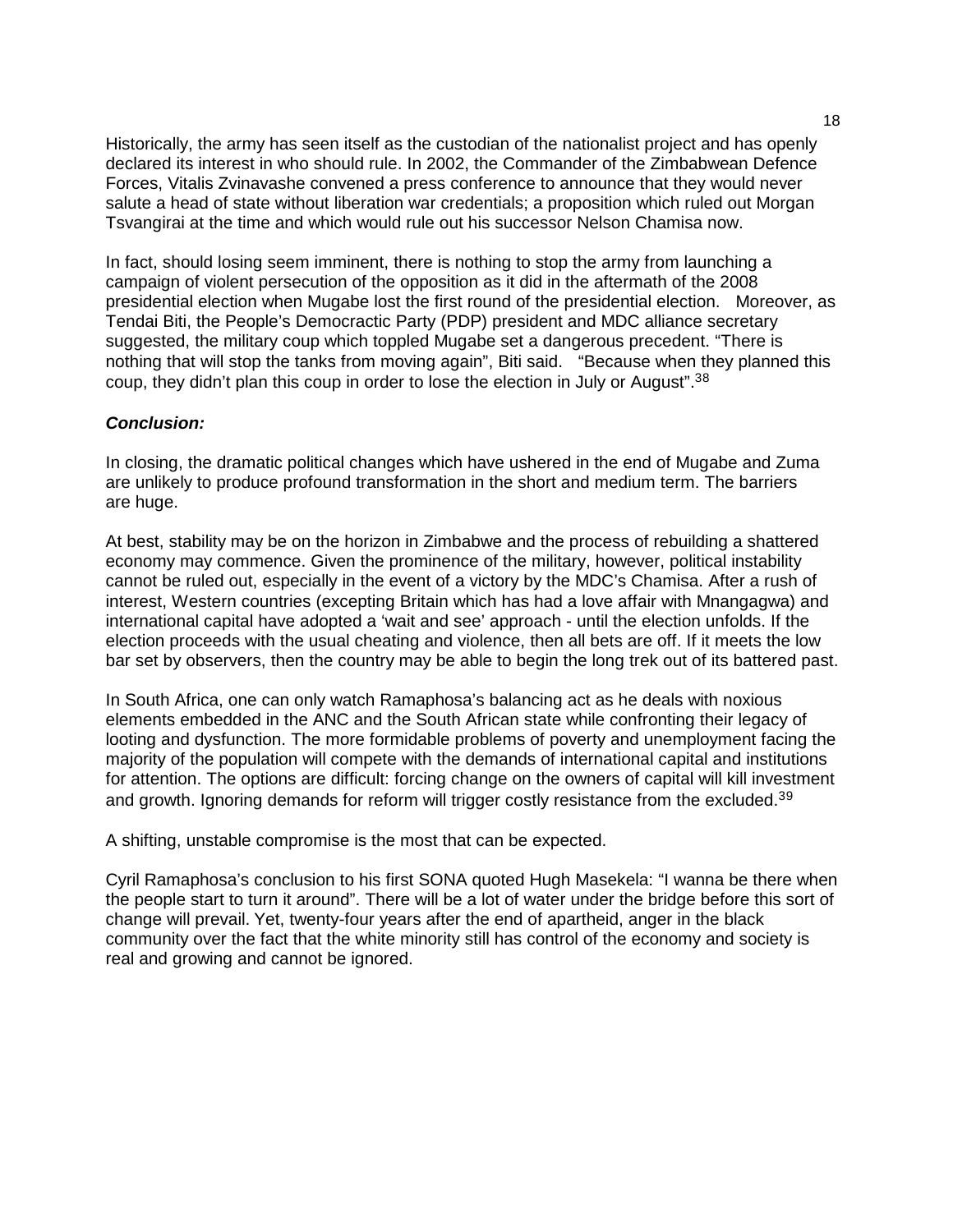Historically, the army has seen itself as the custodian of the nationalist project and has openly declared its interest in who should rule. In 2002, the Commander of the Zimbabwean Defence Forces, Vitalis Zvinavashe convened a press conference to announce that they would never salute a head of state without liberation war credentials; a proposition which ruled out Morgan Tsvangirai at the time and which would rule out his successor Nelson Chamisa now.

In fact, should losing seem imminent, there is nothing to stop the army from launching a campaign of violent persecution of the opposition as it did in the aftermath of the 2008 presidential election when Mugabe lost the first round of the presidential election. Moreover, as Tendai Biti, the People's Democractic Party (PDP) president and MDC alliance secretary suggested, the military coup which toppled Mugabe set a dangerous precedent. "There is nothing that will stop the tanks from moving again", Biti said. "Because when they planned this coup, they didn't plan this coup in order to lose the election in July or August".[38]

***Conclusion:***

In closing, the dramatic political changes which have ushered in the end of Mugabe and Zuma are unlikely to produce profound transformation in the short and medium term. The barriers are huge.

At best, stability may be on the horizon in Zimbabwe and the process of rebuilding a shattered economy may commence. Given the prominence of the military, however, political instability cannot be ruled out, especially in the event of a victory by the MDC's Chamisa. After a rush of interest, Western countries (excepting Britain which has had a love affair with Mnangagwa) and international capital have adopted a 'wait and see' approach - until the election unfolds. If the election proceeds with the usual cheating and violence, then all bets are off. If it meets the low bar set by observers, then the country may be able to begin the long trek out of its battered past.

In South Africa, one can only watch Ramaphosa's balancing act as he deals with noxious elements embedded in the ANC and the South African state while confronting their legacy of looting and dysfunction. The more formidable problems of poverty and unemployment facing the majority of the population will compete with the demands of international capital and institutions for attention. The options are difficult: forcing change on the owners of capital will kill investment and growth. Ignoring demands for reform will trigger costly resistance from the excluded.[39]

A shifting, unstable compromise is the most that can be expected.

Cyril Ramaphosa's conclusion to his first SONA quoted Hugh Masekela: "I wanna be there when the people start to turn it around". There will be a lot of water under the bridge before this sort of change will prevail. Yet, twenty-four years after the end of apartheid, anger in the black community over the fact that the white minority still has control of the economy and society is real and growing and cannot be ignored.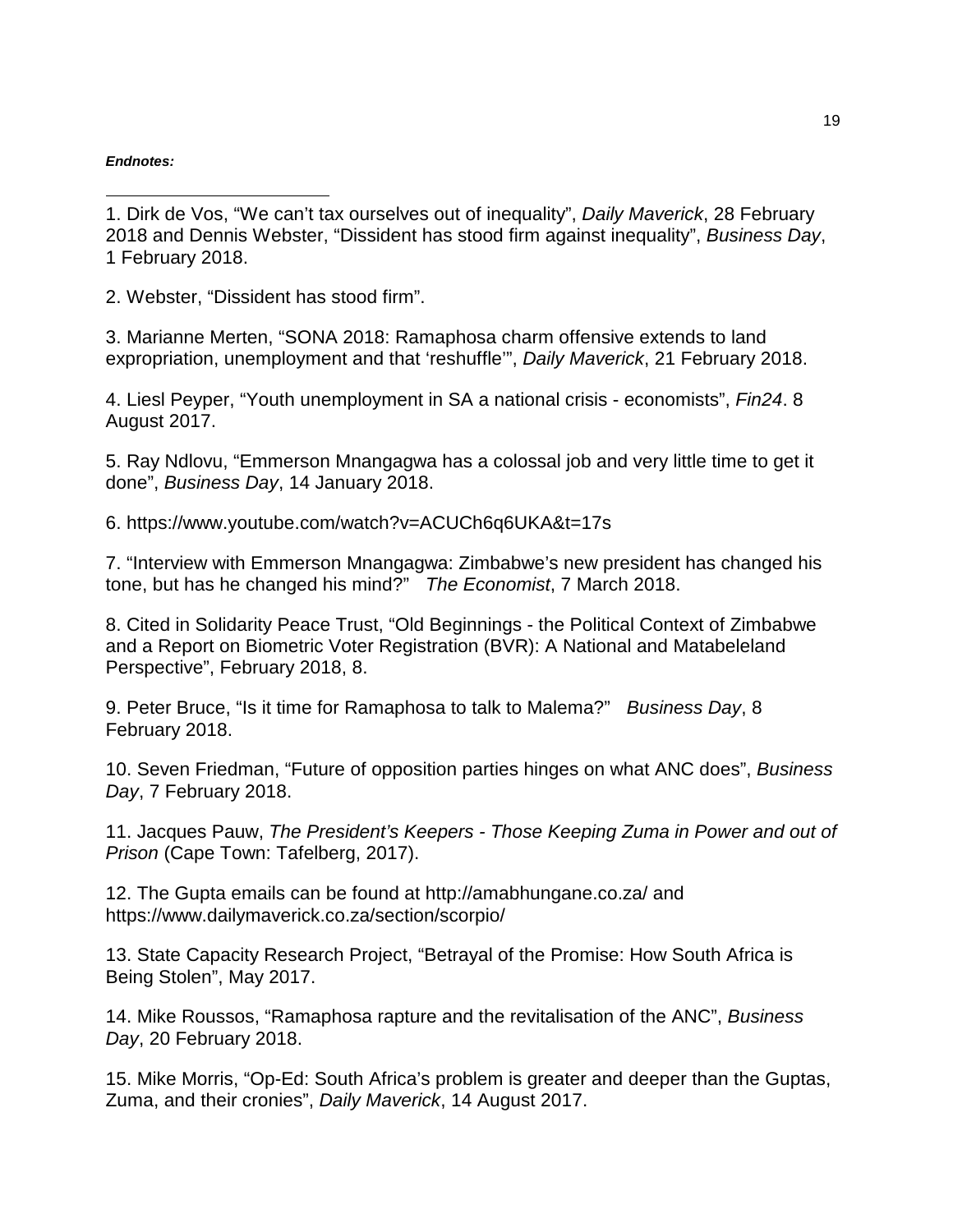***Endnotes:***

1. Dirk de Vos, "We can't tax ourselves out of inequality", *Daily Maverick*, 28 February 2018 and Dennis Webster, "Dissident has stood firm against inequality", *Business Day*, 1 February 2018.

2. Webster, "Dissident has stood firm".

3. Marianne Merten, "SONA 2018: Ramaphosa charm offensive extends to land expropriation, unemployment and that 'reshuffle'", *Daily Maverick*, 21 February 2018.

4. Liesl Peyper, "Youth unemployment in SA a national crisis - economists", *Fin24*. 8 August 2017.

5. Ray Ndlovu, "Emmerson Mnangagwa has a colossal job and very little time to get it done", *Business Day*, 14 January 2018.

6. https://www.youtube.com/watch?v=ACUCh6q6UKA&t=17s

7. "Interview with Emmerson Mnangagwa: Zimbabwe's new president has changed his tone, but has he changed his mind?" *The Economist*, 7 March 2018.

8. Cited in Solidarity Peace Trust, "Old Beginnings - the Political Context of Zimbabwe and a Report on Biometric Voter Registration (BVR): A National and Matabeleland Perspective", February 2018, 8.

9. Peter Bruce, "Is it time for Ramaphosa to talk to Malema?" *Business Day*, 8 February 2018.

10. Seven Friedman, "Future of opposition parties hinges on what ANC does", *Business Day*, 7 February 2018.

11. Jacques Pauw, *The President's Keepers - Those Keeping Zuma in Power and out of Prison* (Cape Town: Tafelberg, 2017).

12. The Gupta emails can be found at http://amabhungane.co.za/ and https://www.dailymaverick.co.za/section/scorpio/

13. State Capacity Research Project, "Betrayal of the Promise: How South Africa is Being Stolen", May 2017.

14. Mike Roussos, "Ramaphosa rapture and the revitalisation of the ANC", *Business Day*, 20 February 2018.

15. Mike Morris, "Op-Ed: South Africa's problem is greater and deeper than the Guptas, Zuma, and their cronies", *Daily Maverick*, 14 August 2017.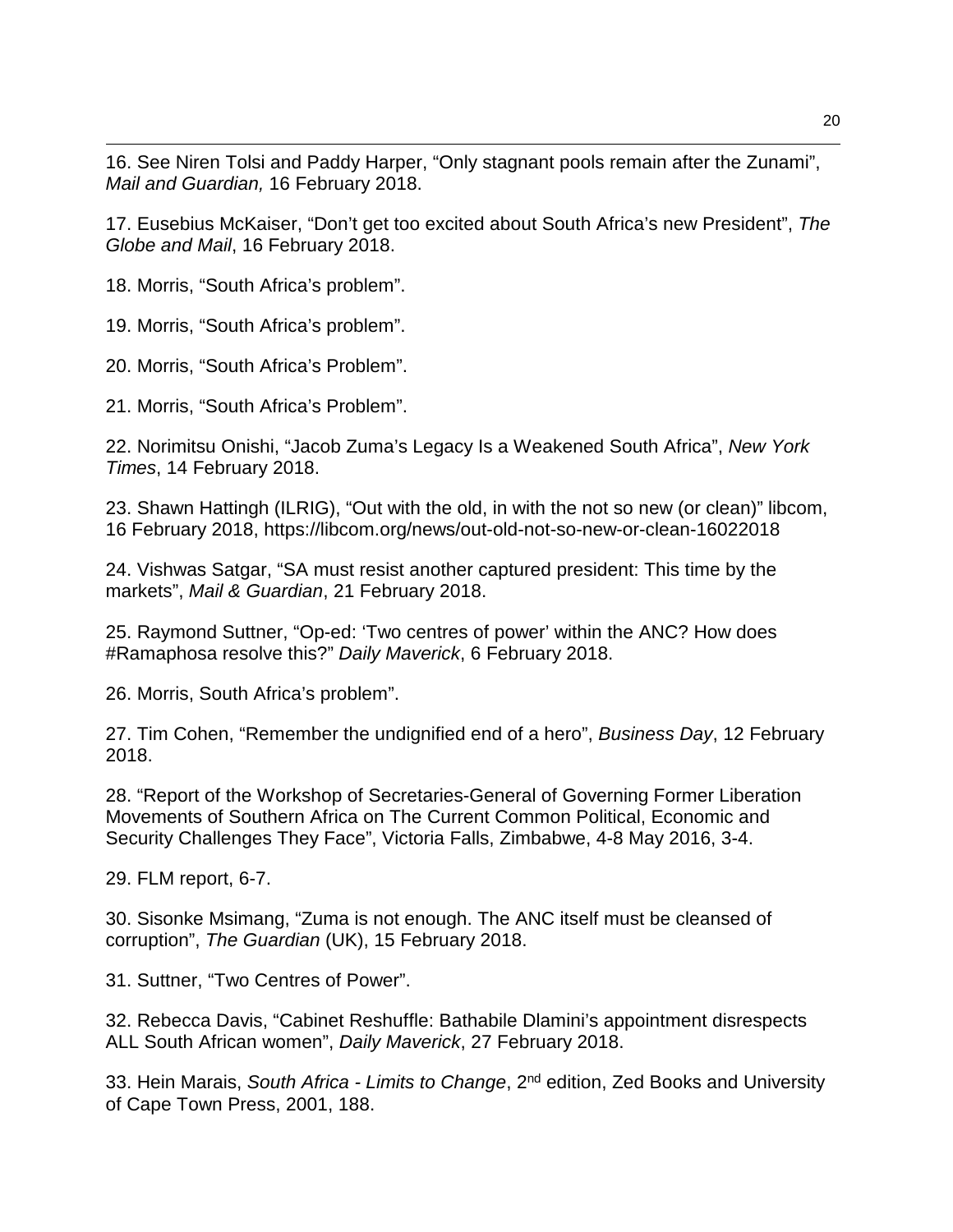16. See Niren Tolsi and Paddy Harper, “Only stagnant pools remain after the Zunami”, *Mail and Guardian,* 16 February 2018.

17. Eusebius McKaiser, “Don’t get too excited about South Africa’s new President”, *The Globe and Mail*, 16 February 2018.

18. Morris, “South Africa’s problem”.

19. Morris, “South Africa’s problem”.

20. Morris, “South Africa’s Problem”.

21. Morris, “South Africa’s Problem”.

22. Norimitsu Onishi, “Jacob Zuma’s Legacy Is a Weakened South Africa”, *New York Times*, 14 February 2018.

23. Shawn Hattingh (ILRIG), “Out with the old, in with the not so new (or clean)” libcom, 16 February 2018, https://libcom.org/news/out-old-not-so-new-or-clean-16022018

24. Vishwas Satgar, “SA must resist another captured president: This time by the markets”, *Mail & Guardian*, 21 February 2018.

25. Raymond Suttner, “Op-ed: ‘Two centres of power’ within the ANC? How does #Ramaphosa resolve this?” *Daily Maverick*, 6 February 2018.

26. Morris, South Africa’s problem”.

27. Tim Cohen, “Remember the undignified end of a hero”, *Business Day*, 12 February 2018.

28. “Report of the Workshop of Secretaries-General of Governing Former Liberation Movements of Southern Africa on The Current Common Political, Economic and Security Challenges They Face”, Victoria Falls, Zimbabwe, 4-8 May 2016, 3-4.

29. FLM report, 6-7.

30. Sisonke Msimang, “Zuma is not enough. The ANC itself must be cleansed of corruption”, *The Guardian* (UK), 15 February 2018.

31. Suttner, “Two Centres of Power”.

32. Rebecca Davis, “Cabinet Reshuffle: Bathabile Dlamini’s appointment disrespects ALL South African women”, *Daily Maverick*, 27 February 2018.

33. Hein Marais, *South Africa - Limits to Change*, 2nd edition, Zed Books and University of Cape Town Press, 2001, 188.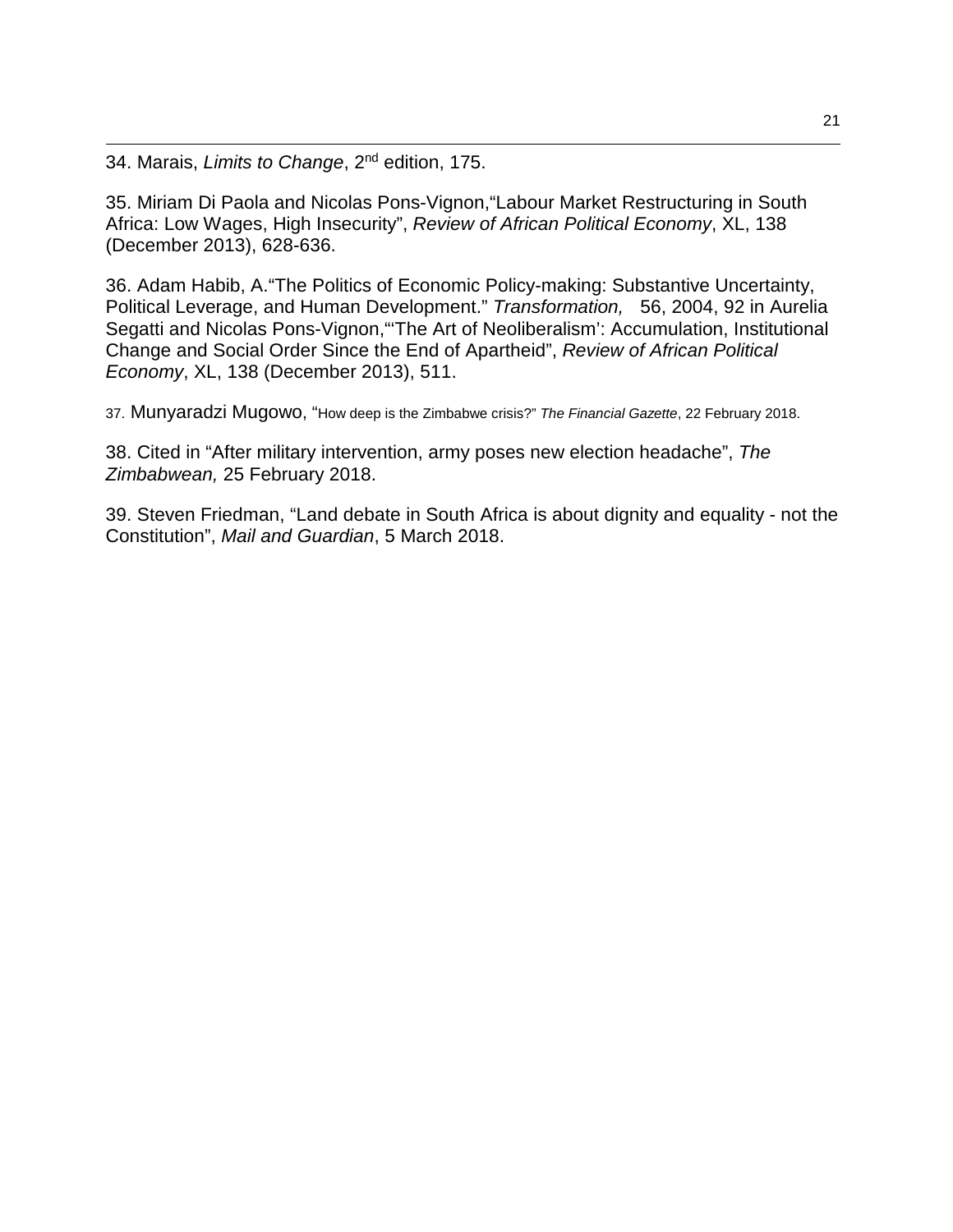34. Marais, *Limits to Change*, 2nd edition, 175.

35. Miriam Di Paola and Nicolas Pons-Vignon,"Labour Market Restructuring in South Africa: Low Wages, High Insecurity", *Review of African Political Economy*, XL, 138 (December 2013), 628-636.

36. Adam Habib, A."The Politics of Economic Policy-making: Substantive Uncertainty, Political Leverage, and Human Development." *Transformation,* 56, 2004, 92 in Aurelia Segatti and Nicolas Pons-Vignon,"'The Art of Neoliberalism': Accumulation, Institutional Change and Social Order Since the End of Apartheid", *Review of African Political Economy*, XL, 138 (December 2013), 511.

37. Munyaradzi Mugowo, "How deep is the Zimbabwe crisis?" *The Financial Gazette*, 22 February 2018.

38. Cited in "After military intervention, army poses new election headache", *The Zimbabwean,* 25 February 2018.

39. Steven Friedman, "Land debate in South Africa is about dignity and equality - not the Constitution", *Mail and Guardian*, 5 March 2018.